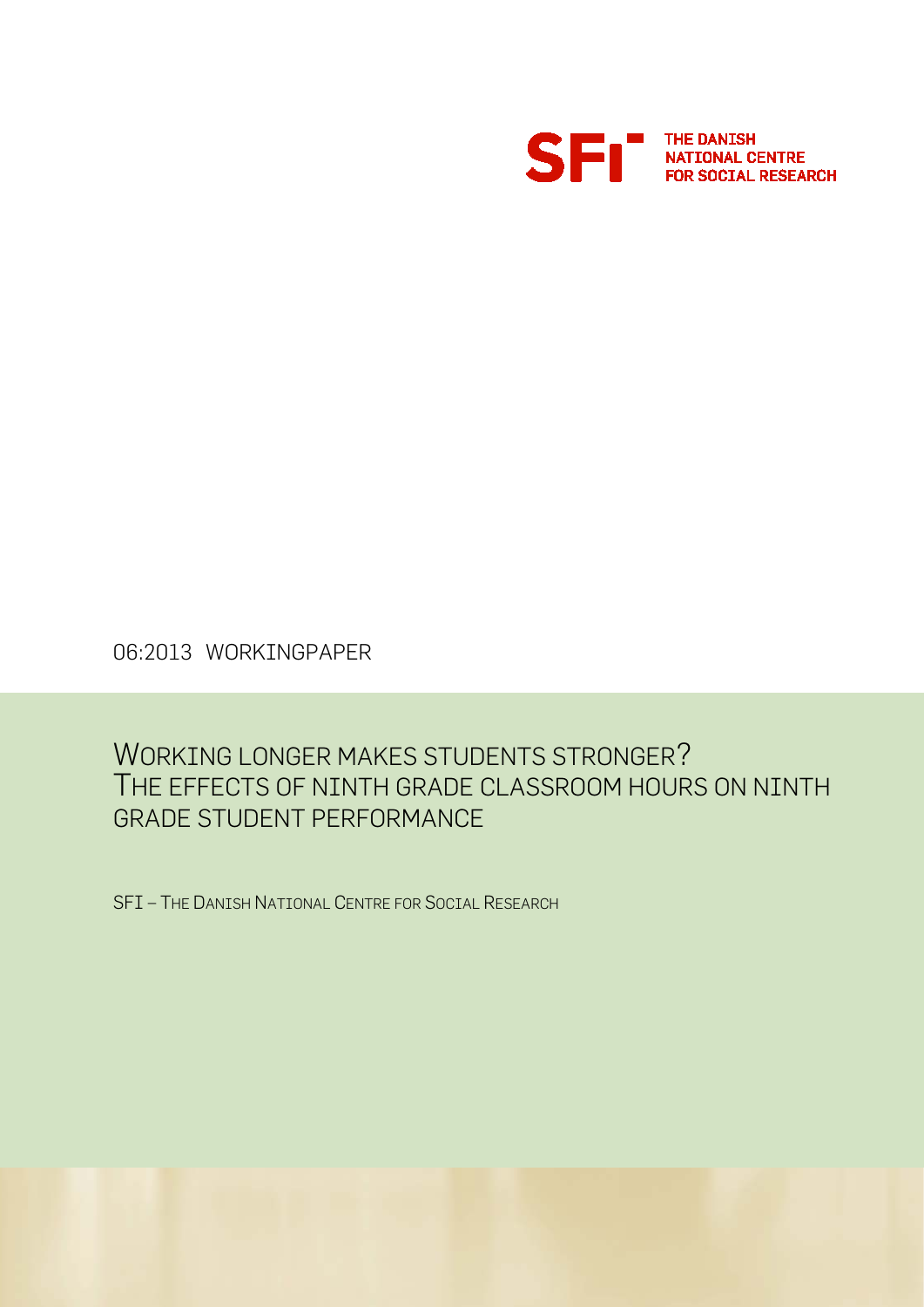SFI THE DANISH NATIONAL CENTRE FOR SOCIAL RESEARCH

06:2013 WORKINGPAPER

# WORKING LONGER MAKES STUDENTS STRONGER? THE EFFECTS OF NINTH GRADE CLASSROOM HOURS ON NINTH GRADE STUDENT PERFORMANCE

SFI – THE DANISH NATIONAL CENTRE FOR SOCIAL RESEARCH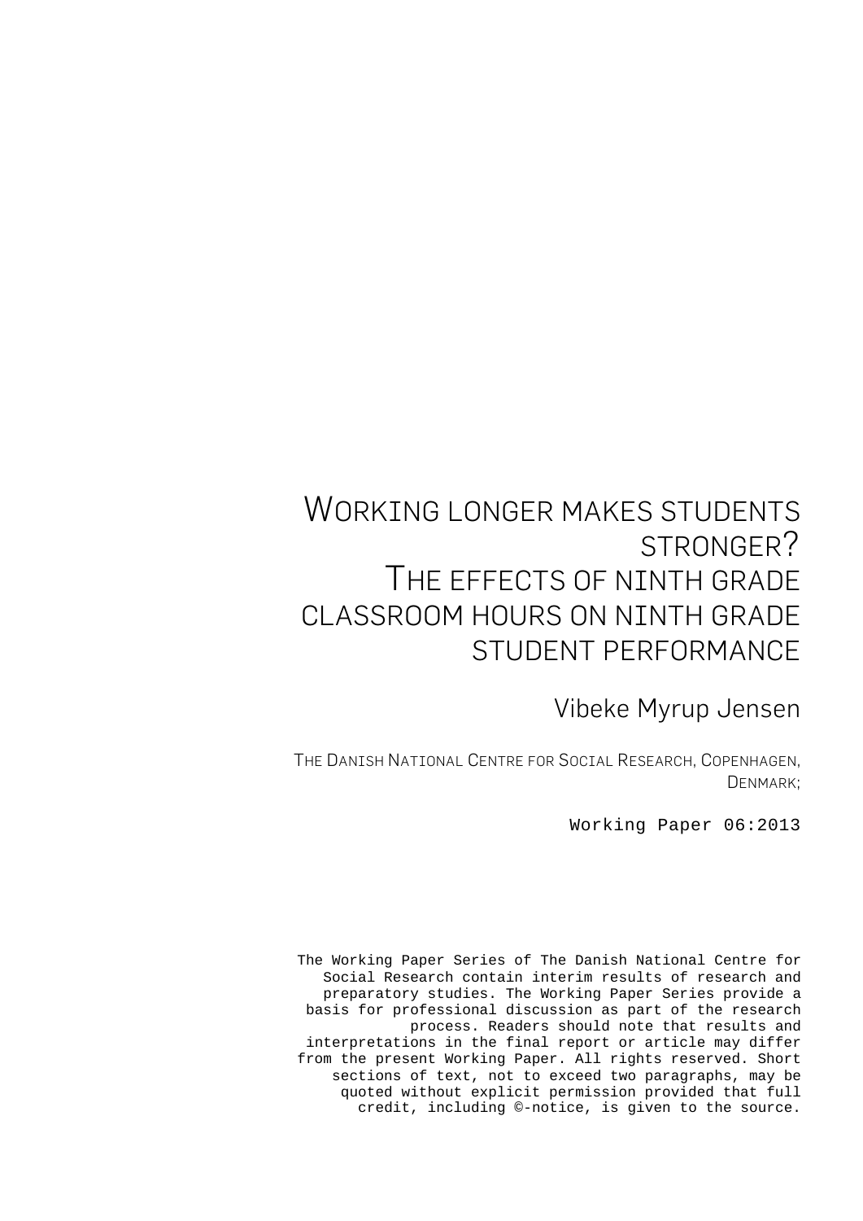# Working longer makes students stronger? The effects of ninth grade classroom hours on ninth grade student performance

Vibeke Myrup Jensen

The Danish National Centre for Social Research, Copenhagen, Denmark;

Working Paper 06:2013

The Working Paper Series of The Danish National Centre for Social Research contain interim results of research and preparatory studies. The Working Paper Series provide a basis for professional discussion as part of the research process. Readers should note that results and interpretations in the final report or article may differ from the present Working Paper. All rights reserved. Short sections of text, not to exceed two paragraphs, may be quoted without explicit permission provided that full credit, including ©-notice, is given to the source.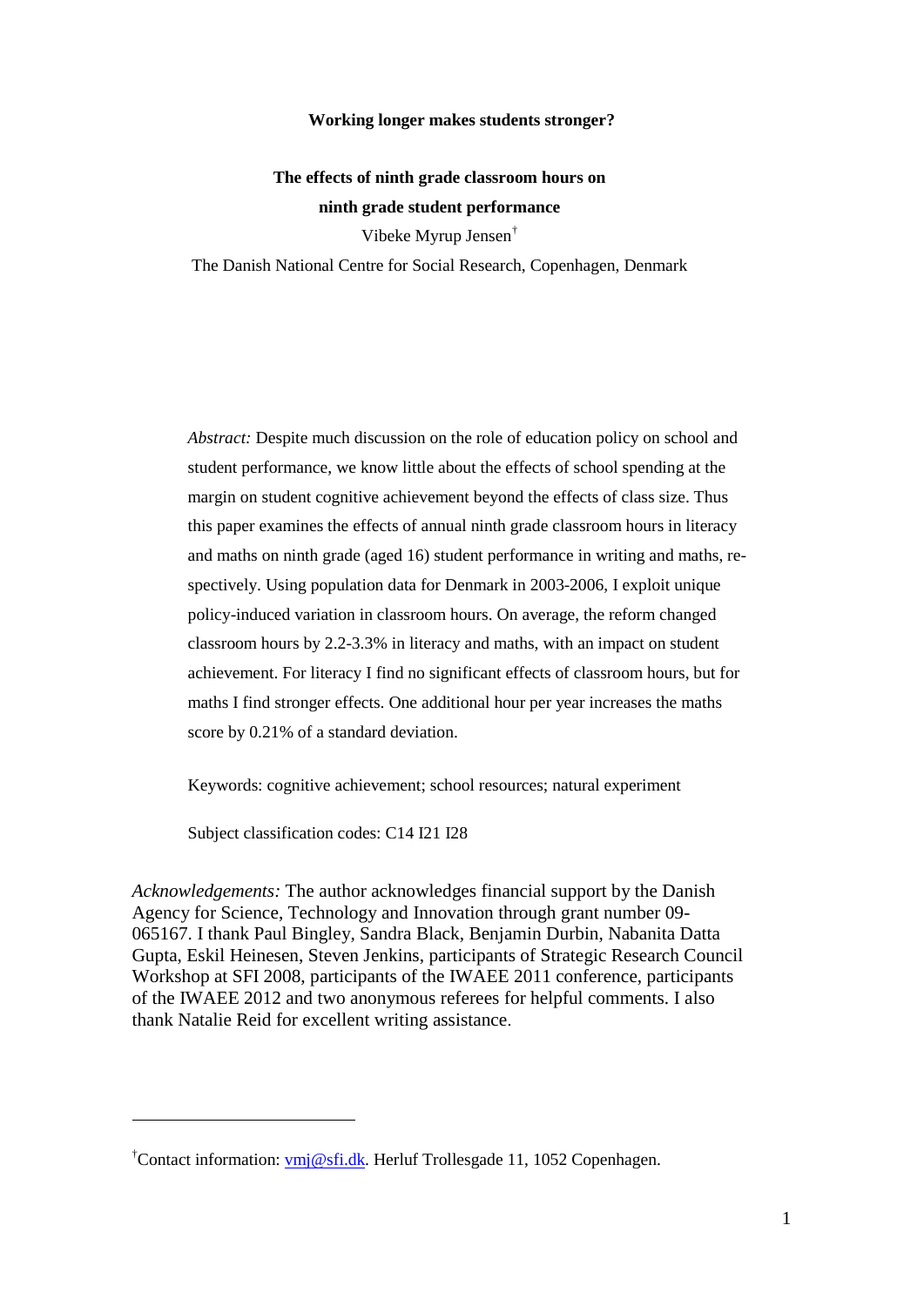**Working longer makes students stronger?**

**The effects of ninth grade classroom hours on ninth grade student performance**

Vibeke Myrup Jensen[†]

The Danish National Centre for Social Research, Copenhagen, Denmark

*Abstract:* Despite much discussion on the role of education policy on school and student performance, we know little about the effects of school spending at the margin on student cognitive achievement beyond the effects of class size. Thus this paper examines the effects of annual ninth grade classroom hours in literacy and maths on ninth grade (aged 16) student performance in writing and maths, respectively. Using population data for Denmark in 2003-2006, I exploit unique policy-induced variation in classroom hours. On average, the reform changed classroom hours by 2.2-3.3% in literacy and maths, with an impact on student achievement. For literacy I find no significant effects of classroom hours, but for maths I find stronger effects. One additional hour per year increases the maths score by 0.21% of a standard deviation.

Keywords: cognitive achievement; school resources; natural experiment

Subject classification codes: C14 I21 I28

*Acknowledgements:* The author acknowledges financial support by the Danish Agency for Science, Technology and Innovation through grant number 09-065167. I thank Paul Bingley, Sandra Black, Benjamin Durbin, Nabanita Datta Gupta, Eskil Heinesen, Steven Jenkins, participants of Strategic Research Council Workshop at SFI 2008, participants of the IWAEE 2011 conference, participants of the IWAEE 2012 and two anonymous referees for helpful comments. I also thank Natalie Reid for excellent writing assistance.

---

[†]Contact information: vmj@sfi.dk. Herluf Trollesgade 11, 1052 Copenhagen.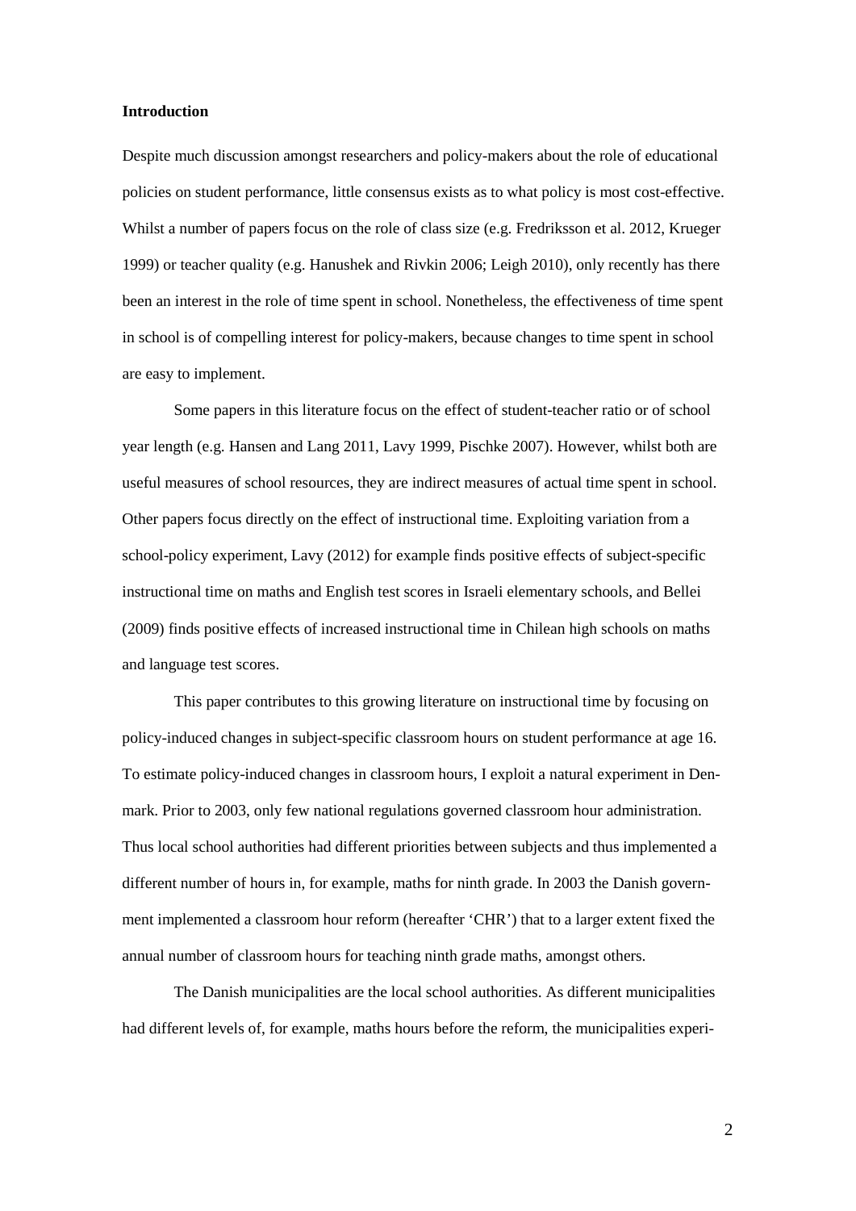**Introduction**

Despite much discussion amongst researchers and policy-makers about the role of educational policies on student performance, little consensus exists as to what policy is most cost-effective. Whilst a number of papers focus on the role of class size (e.g. Fredriksson et al. 2012, Krueger 1999) or teacher quality (e.g. Hanushek and Rivkin 2006; Leigh 2010), only recently has there been an interest in the role of time spent in school. Nonetheless, the effectiveness of time spent in school is of compelling interest for policy-makers, because changes to time spent in school are easy to implement.

Some papers in this literature focus on the effect of student-teacher ratio or of school year length (e.g. Hansen and Lang 2011, Lavy 1999, Pischke 2007). However, whilst both are useful measures of school resources, they are indirect measures of actual time spent in school. Other papers focus directly on the effect of instructional time. Exploiting variation from a school-policy experiment, Lavy (2012) for example finds positive effects of subject-specific instructional time on maths and English test scores in Israeli elementary schools, and Bellei (2009) finds positive effects of increased instructional time in Chilean high schools on maths and language test scores.

This paper contributes to this growing literature on instructional time by focusing on policy-induced changes in subject-specific classroom hours on student performance at age 16. To estimate policy-induced changes in classroom hours, I exploit a natural experiment in Denmark. Prior to 2003, only few national regulations governed classroom hour administration. Thus local school authorities had different priorities between subjects and thus implemented a different number of hours in, for example, maths for ninth grade. In 2003 the Danish government implemented a classroom hour reform (hereafter 'CHR') that to a larger extent fixed the annual number of classroom hours for teaching ninth grade maths, amongst others.

The Danish municipalities are the local school authorities. As different municipalities had different levels of, for example, maths hours before the reform, the municipalities experi-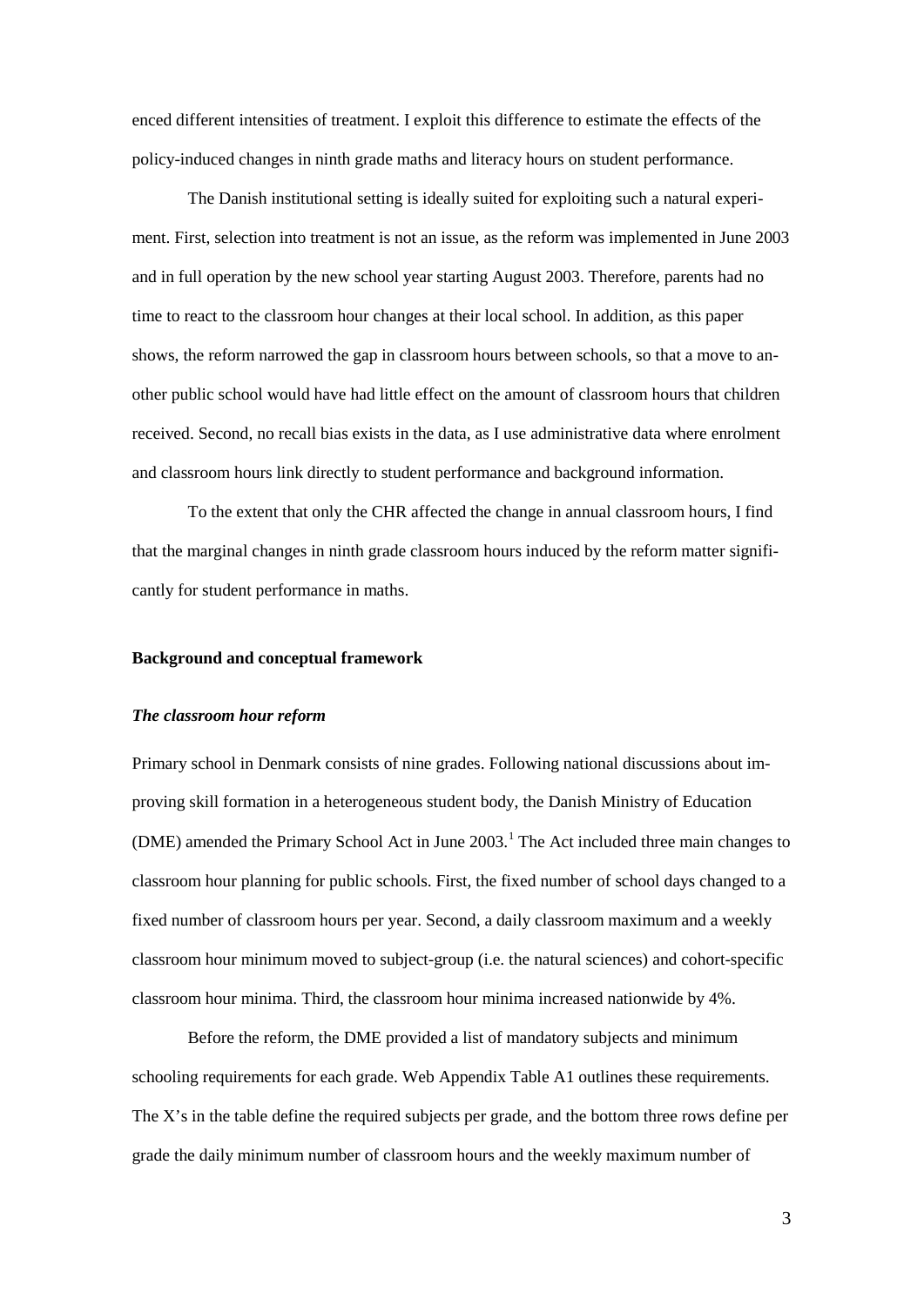enced different intensities of treatment. I exploit this difference to estimate the effects of the policy-induced changes in ninth grade maths and literacy hours on student performance.

The Danish institutional setting is ideally suited for exploiting such a natural experiment. First, selection into treatment is not an issue, as the reform was implemented in June 2003 and in full operation by the new school year starting August 2003. Therefore, parents had no time to react to the classroom hour changes at their local school. In addition, as this paper shows, the reform narrowed the gap in classroom hours between schools, so that a move to another public school would have had little effect on the amount of classroom hours that children received. Second, no recall bias exists in the data, as I use administrative data where enrolment and classroom hours link directly to student performance and background information.

To the extent that only the CHR affected the change in annual classroom hours, I find that the marginal changes in ninth grade classroom hours induced by the reform matter significantly for student performance in maths.

## Background and conceptual framework

### *The classroom hour reform*

Primary school in Denmark consists of nine grades. Following national discussions about improving skill formation in a heterogeneous student body, the Danish Ministry of Education (DME) amended the Primary School Act in June 2003.[1] The Act included three main changes to classroom hour planning for public schools. First, the fixed number of school days changed to a fixed number of classroom hours per year. Second, a daily classroom maximum and a weekly classroom hour minimum moved to subject-group (i.e. the natural sciences) and cohort-specific classroom hour minima. Third, the classroom hour minima increased nationwide by 4%.

Before the reform, the DME provided a list of mandatory subjects and minimum schooling requirements for each grade. Web Appendix Table A1 outlines these requirements. The X's in the table define the required subjects per grade, and the bottom three rows define per grade the daily minimum number of classroom hours and the weekly maximum number of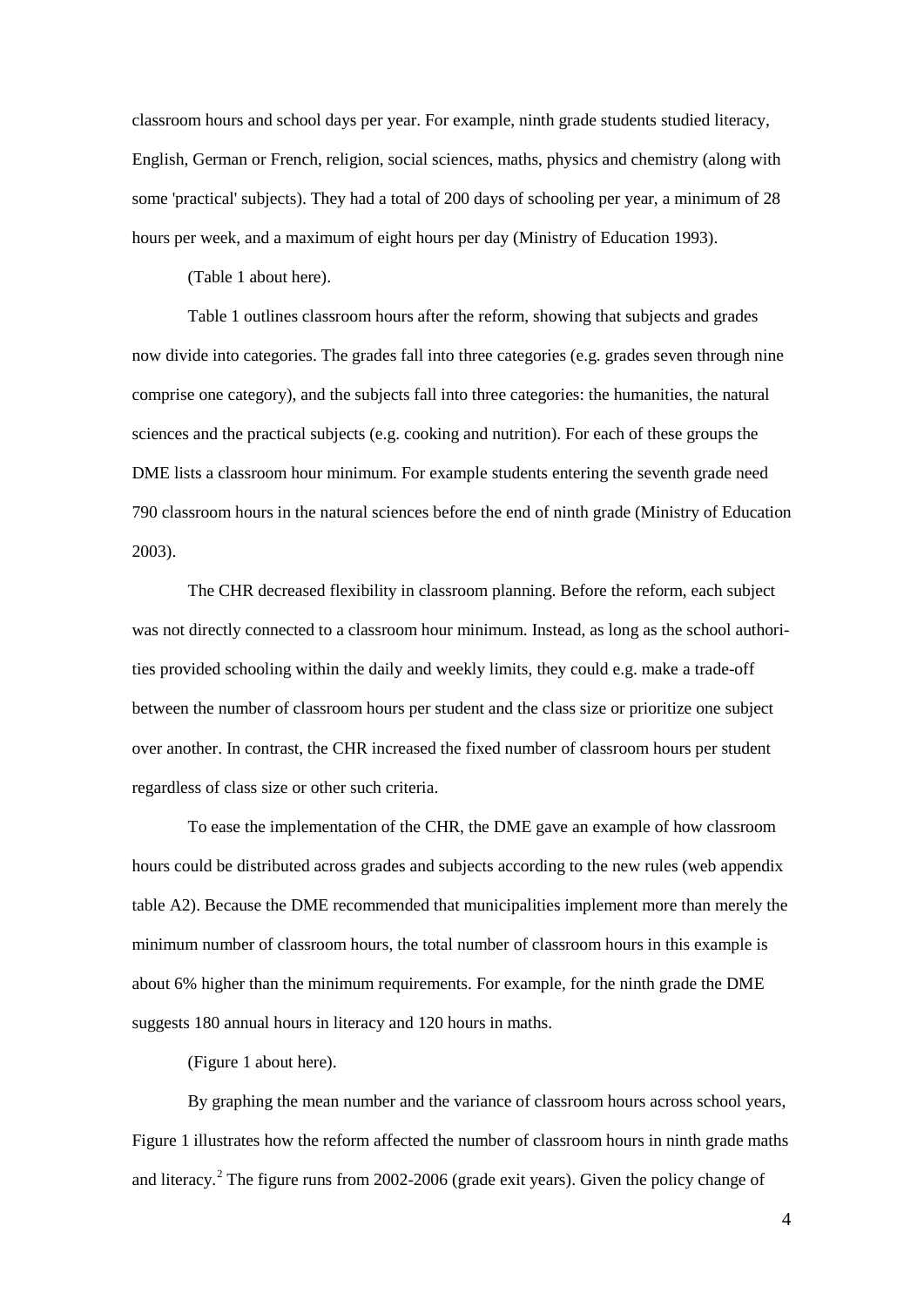classroom hours and school days per year. For example, ninth grade students studied literacy, English, German or French, religion, social sciences, maths, physics and chemistry (along with some 'practical' subjects). They had a total of 200 days of schooling per year, a minimum of 28 hours per week, and a maximum of eight hours per day (Ministry of Education 1993).

(Table 1 about here).

Table 1 outlines classroom hours after the reform, showing that subjects and grades now divide into categories. The grades fall into three categories (e.g. grades seven through nine comprise one category), and the subjects fall into three categories: the humanities, the natural sciences and the practical subjects (e.g. cooking and nutrition). For each of these groups the DME lists a classroom hour minimum. For example students entering the seventh grade need 790 classroom hours in the natural sciences before the end of ninth grade (Ministry of Education 2003).

The CHR decreased flexibility in classroom planning. Before the reform, each subject was not directly connected to a classroom hour minimum. Instead, as long as the school authorities provided schooling within the daily and weekly limits, they could e.g. make a trade-off between the number of classroom hours per student and the class size or prioritize one subject over another. In contrast, the CHR increased the fixed number of classroom hours per student regardless of class size or other such criteria.

To ease the implementation of the CHR, the DME gave an example of how classroom hours could be distributed across grades and subjects according to the new rules (web appendix table A2). Because the DME recommended that municipalities implement more than merely the minimum number of classroom hours, the total number of classroom hours in this example is about 6% higher than the minimum requirements. For example, for the ninth grade the DME suggests 180 annual hours in literacy and 120 hours in maths.

(Figure 1 about here).

By graphing the mean number and the variance of classroom hours across school years, Figure 1 illustrates how the reform affected the number of classroom hours in ninth grade maths and literacy.[2] The figure runs from 2002-2006 (grade exit years). Given the policy change of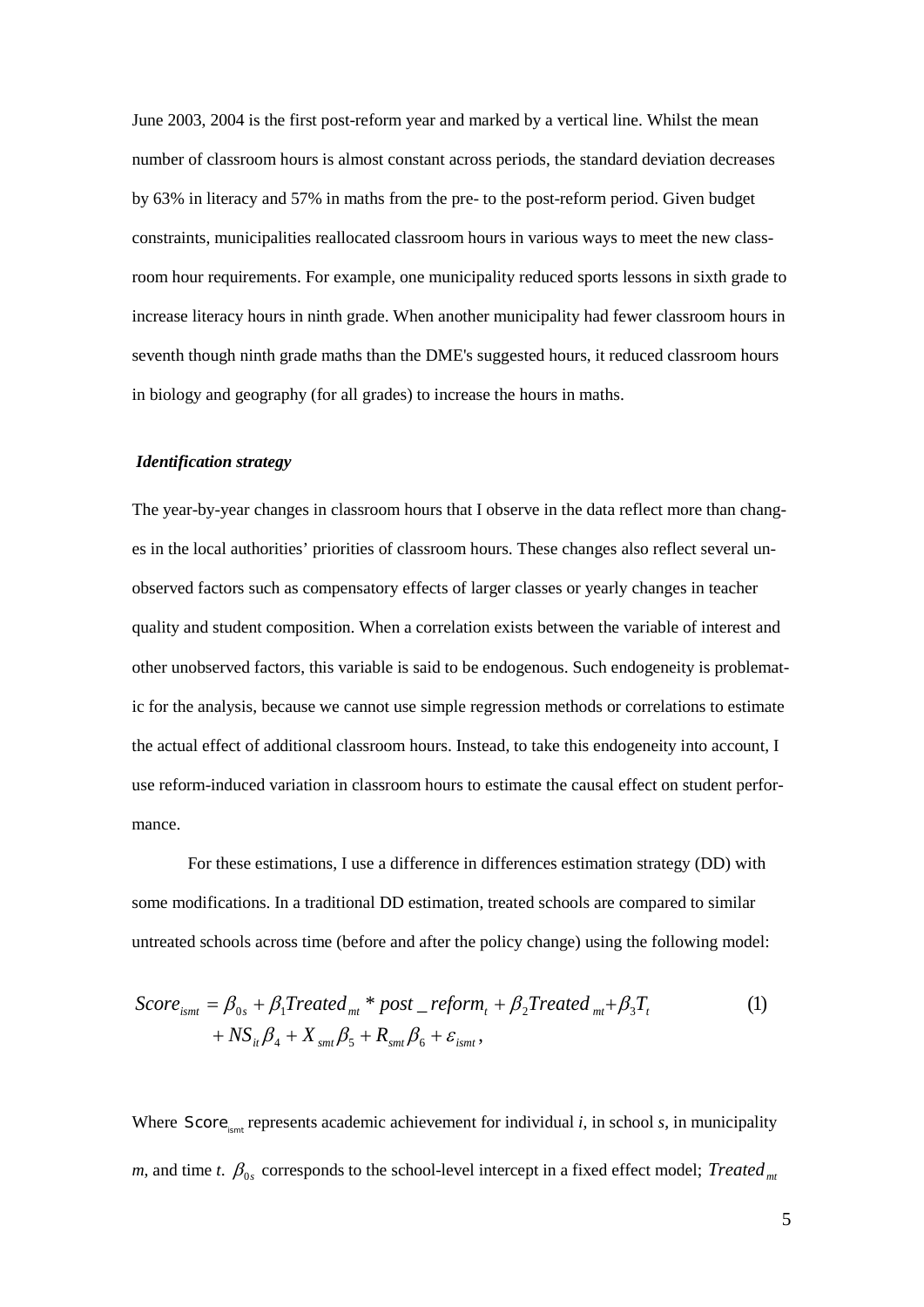June 2003, 2004 is the first post-reform year and marked by a vertical line. Whilst the mean number of classroom hours is almost constant across periods, the standard deviation decreases by 63% in literacy and 57% in maths from the pre- to the post-reform period. Given budget constraints, municipalities reallocated classroom hours in various ways to meet the new classroom hour requirements. For example, one municipality reduced sports lessons in sixth grade to increase literacy hours in ninth grade. When another municipality had fewer classroom hours in seventh though ninth grade maths than the DME's suggested hours, it reduced classroom hours in biology and geography (for all grades) to increase the hours in maths.

### *Identification strategy*

The year-by-year changes in classroom hours that I observe in the data reflect more than changes in the local authorities' priorities of classroom hours. These changes also reflect several unobserved factors such as compensatory effects of larger classes or yearly changes in teacher quality and student composition. When a correlation exists between the variable of interest and other unobserved factors, this variable is said to be endogenous. Such endogeneity is problematic for the analysis, because we cannot use simple regression methods or correlations to estimate the actual effect of additional classroom hours. Instead, to take this endogeneity into account, I use reform-induced variation in classroom hours to estimate the causal effect on student performance.

For these estimations, I use a difference in differences estimation strategy (DD) with some modifications. In a traditional DD estimation, treated schools are compared to similar untreated schools across time (before and after the policy change) using the following model:

$$Score_{ismt} = \beta_{0s} + \beta_1 Treated_{mt} * post\_reform_t + \beta_2 Treated_{mt} + \beta_3 T_t + NS_{it}\beta_4 + X_{smt}\beta_5 + R_{smt}\beta_6 + \varepsilon_{ismt}, \qquad (1)$$

Where $Score_{ismt}$ represents academic achievement for individual *i*, in school *s*, in municipality *m*, and time *t*. $\beta_{0s}$ corresponds to the school-level intercept in a fixed effect model; $Treated_{mt}$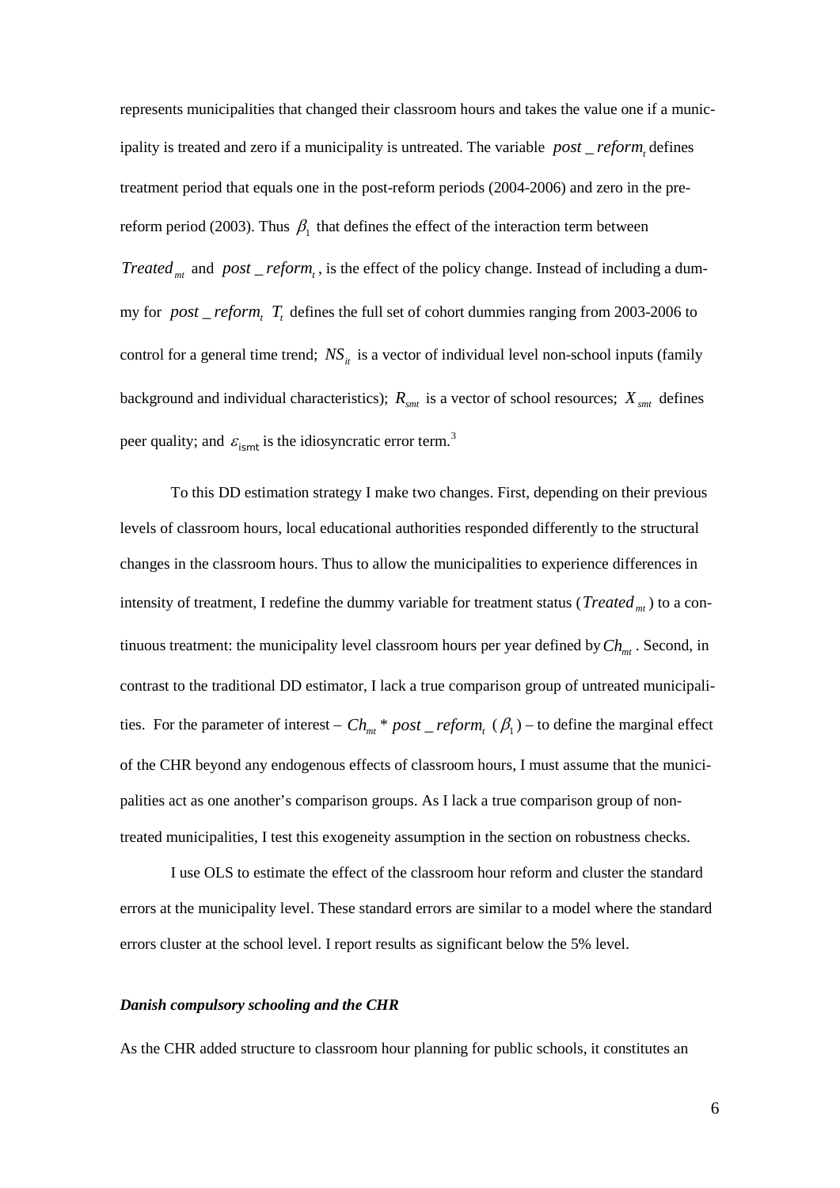represents municipalities that changed their classroom hours and takes the value one if a municipality is treated and zero if a municipality is untreated. The variable $post\_reform_t$ defines treatment period that equals one in the post-reform periods (2004-2006) and zero in the pre-reform period (2003). Thus $\beta_1$ that defines the effect of the interaction term between $Treated_{mt}$ and $post\_reform_t$, is the effect of the policy change. Instead of including a dummy for $post\_reform_t$ $T_t$ defines the full set of cohort dummies ranging from 2003-2006 to control for a general time trend; $NS_{it}$ is a vector of individual level non-school inputs (family background and individual characteristics); $R_{smt}$ is a vector of school resources; $X_{smt}$ defines peer quality; and $\varepsilon_{ismt}$ is the idiosyncratic error term.[3]

To this DD estimation strategy I make two changes. First, depending on their previous levels of classroom hours, local educational authorities responded differently to the structural changes in the classroom hours. Thus to allow the municipalities to experience differences in intensity of treatment, I redefine the dummy variable for treatment status ($Treated_{mt}$) to a continuous treatment: the municipality level classroom hours per year defined by $Ch_{mt}$. Second, in contrast to the traditional DD estimator, I lack a true comparison group of untreated municipalities. For the parameter of interest – $Ch_{mt} * post\_reform_t$ ($\beta_1$) – to define the marginal effect of the CHR beyond any endogenous effects of classroom hours, I must assume that the municipalities act as one another's comparison groups. As I lack a true comparison group of non-treated municipalities, I test this exogeneity assumption in the section on robustness checks.

I use OLS to estimate the effect of the classroom hour reform and cluster the standard errors at the municipality level. These standard errors are similar to a model where the standard errors cluster at the school level. I report results as significant below the 5% level.

#### *Danish compulsory schooling and the CHR*

As the CHR added structure to classroom hour planning for public schools, it constitutes an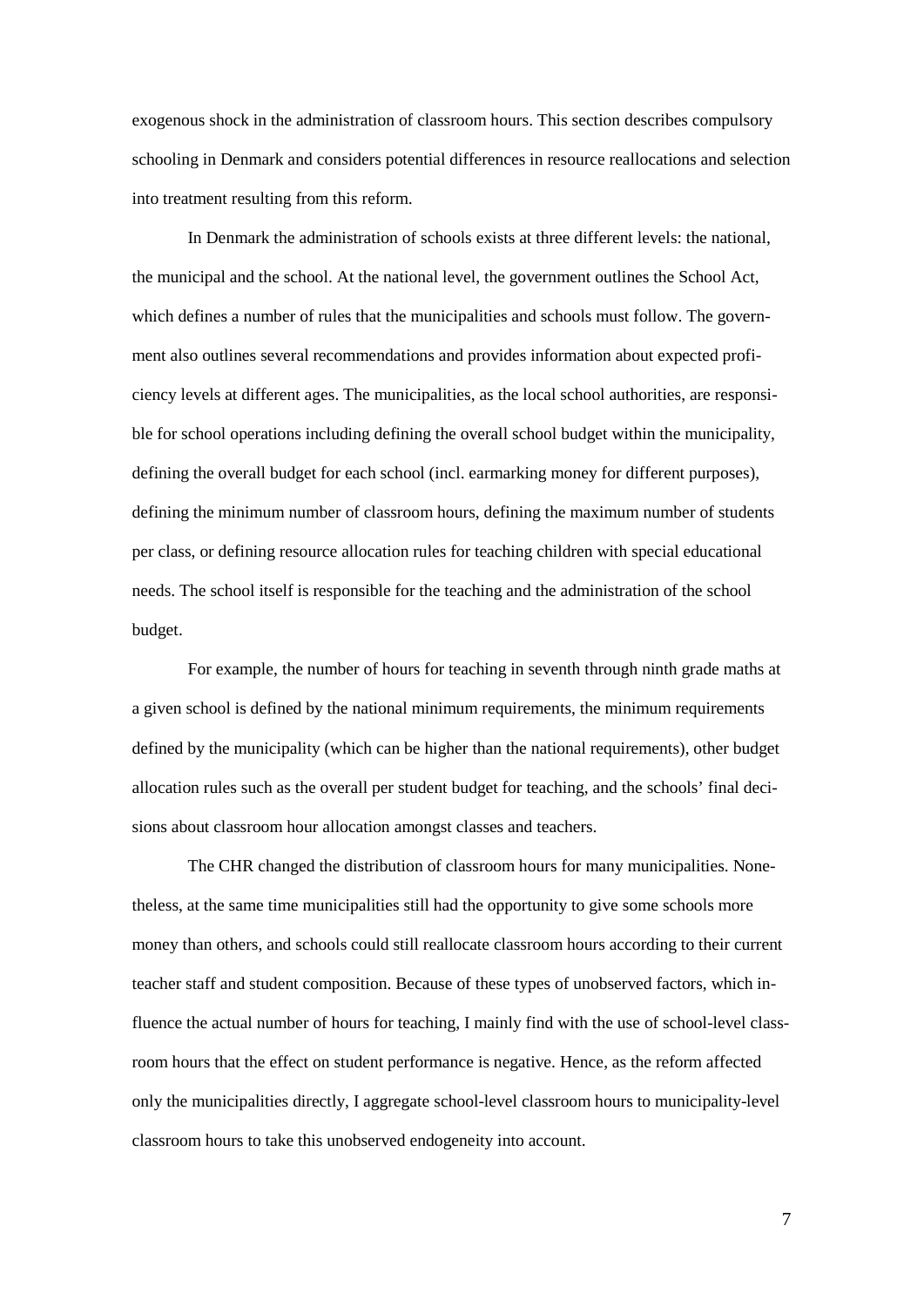exogenous shock in the administration of classroom hours. This section describes compulsory schooling in Denmark and considers potential differences in resource reallocations and selection into treatment resulting from this reform.

In Denmark the administration of schools exists at three different levels: the national, the municipal and the school. At the national level, the government outlines the School Act, which defines a number of rules that the municipalities and schools must follow. The government also outlines several recommendations and provides information about expected proficiency levels at different ages. The municipalities, as the local school authorities, are responsible for school operations including defining the overall school budget within the municipality, defining the overall budget for each school (incl. earmarking money for different purposes), defining the minimum number of classroom hours, defining the maximum number of students per class, or defining resource allocation rules for teaching children with special educational needs. The school itself is responsible for the teaching and the administration of the school budget.

For example, the number of hours for teaching in seventh through ninth grade maths at a given school is defined by the national minimum requirements, the minimum requirements defined by the municipality (which can be higher than the national requirements), other budget allocation rules such as the overall per student budget for teaching, and the schools' final decisions about classroom hour allocation amongst classes and teachers.

The CHR changed the distribution of classroom hours for many municipalities. Nonetheless, at the same time municipalities still had the opportunity to give some schools more money than others, and schools could still reallocate classroom hours according to their current teacher staff and student composition. Because of these types of unobserved factors, which influence the actual number of hours for teaching, I mainly find with the use of school-level classroom hours that the effect on student performance is negative. Hence, as the reform affected only the municipalities directly, I aggregate school-level classroom hours to municipality-level classroom hours to take this unobserved endogeneity into account.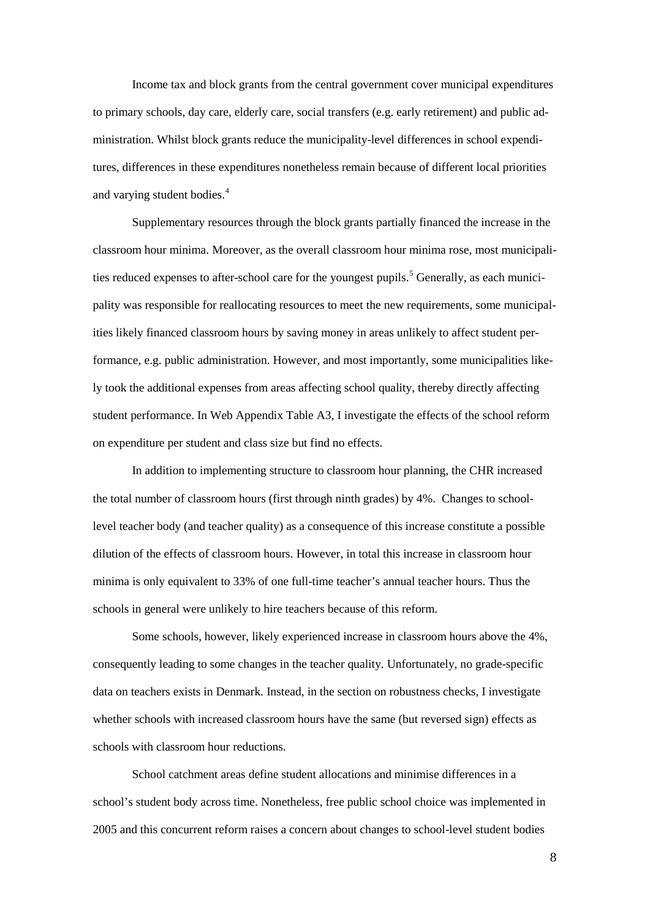Income tax and block grants from the central government cover municipal expenditures to primary schools, day care, elderly care, social transfers (e.g. early retirement) and public administration. Whilst block grants reduce the municipality-level differences in school expenditures, differences in these expenditures nonetheless remain because of different local priorities and varying student bodies.[4]

Supplementary resources through the block grants partially financed the increase in the classroom hour minima. Moreover, as the overall classroom hour minima rose, most municipalities reduced expenses to after-school care for the youngest pupils.[5] Generally, as each municipality was responsible for reallocating resources to meet the new requirements, some municipalities likely financed classroom hours by saving money in areas unlikely to affect student performance, e.g. public administration. However, and most importantly, some municipalities likely took the additional expenses from areas affecting school quality, thereby directly affecting student performance. In Web Appendix Table A3, I investigate the effects of the school reform on expenditure per student and class size but find no effects.

In addition to implementing structure to classroom hour planning, the CHR increased the total number of classroom hours (first through ninth grades) by 4%. Changes to school-level teacher body (and teacher quality) as a consequence of this increase constitute a possible dilution of the effects of classroom hours. However, in total this increase in classroom hour minima is only equivalent to 33% of one full-time teacher's annual teacher hours. Thus the schools in general were unlikely to hire teachers because of this reform.

Some schools, however, likely experienced increase in classroom hours above the 4%, consequently leading to some changes in the teacher quality. Unfortunately, no grade-specific data on teachers exists in Denmark. Instead, in the section on robustness checks, I investigate whether schools with increased classroom hours have the same (but reversed sign) effects as schools with classroom hour reductions.

School catchment areas define student allocations and minimise differences in a school's student body across time. Nonetheless, free public school choice was implemented in 2005 and this concurrent reform raises a concern about changes to school-level student bodies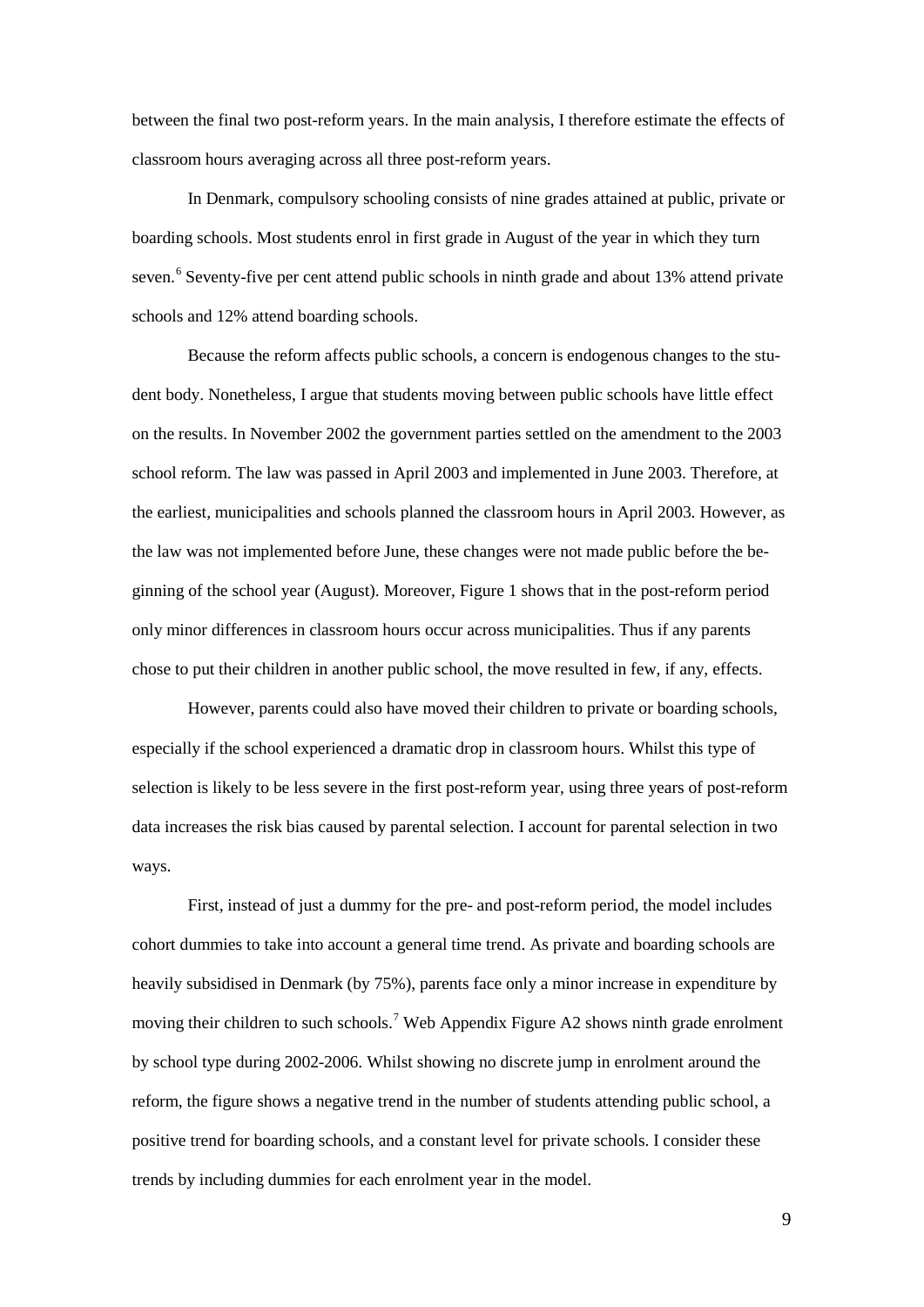between the final two post-reform years. In the main analysis, I therefore estimate the effects of classroom hours averaging across all three post-reform years.

In Denmark, compulsory schooling consists of nine grades attained at public, private or boarding schools. Most students enrol in first grade in August of the year in which they turn seven.[6] Seventy-five per cent attend public schools in ninth grade and about 13% attend private schools and 12% attend boarding schools.

Because the reform affects public schools, a concern is endogenous changes to the student body. Nonetheless, I argue that students moving between public schools have little effect on the results. In November 2002 the government parties settled on the amendment to the 2003 school reform. The law was passed in April 2003 and implemented in June 2003. Therefore, at the earliest, municipalities and schools planned the classroom hours in April 2003. However, as the law was not implemented before June, these changes were not made public before the beginning of the school year (August). Moreover, Figure 1 shows that in the post-reform period only minor differences in classroom hours occur across municipalities. Thus if any parents chose to put their children in another public school, the move resulted in few, if any, effects.

However, parents could also have moved their children to private or boarding schools, especially if the school experienced a dramatic drop in classroom hours. Whilst this type of selection is likely to be less severe in the first post-reform year, using three years of post-reform data increases the risk bias caused by parental selection. I account for parental selection in two ways.

First, instead of just a dummy for the pre- and post-reform period, the model includes cohort dummies to take into account a general time trend. As private and boarding schools are heavily subsidised in Denmark (by 75%), parents face only a minor increase in expenditure by moving their children to such schools.[7] Web Appendix Figure A2 shows ninth grade enrolment by school type during 2002-2006. Whilst showing no discrete jump in enrolment around the reform, the figure shows a negative trend in the number of students attending public school, a positive trend for boarding schools, and a constant level for private schools. I consider these trends by including dummies for each enrolment year in the model.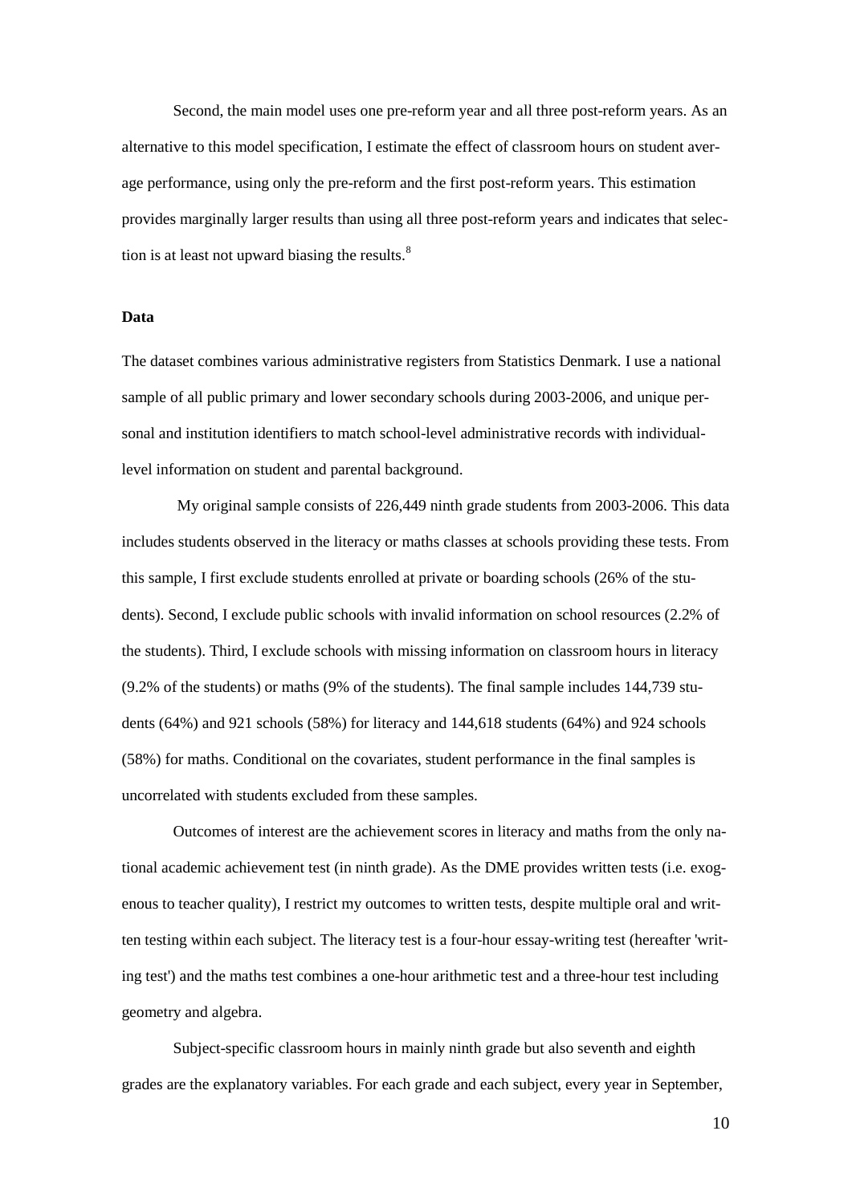Second, the main model uses one pre-reform year and all three post-reform years. As an alternative to this model specification, I estimate the effect of classroom hours on student average performance, using only the pre-reform and the first post-reform years. This estimation provides marginally larger results than using all three post-reform years and indicates that selection is at least not upward biasing the results.[8]

**Data**

The dataset combines various administrative registers from Statistics Denmark. I use a national sample of all public primary and lower secondary schools during 2003-2006, and unique personal and institution identifiers to match school-level administrative records with individual-level information on student and parental background.

My original sample consists of 226,449 ninth grade students from 2003-2006. This data includes students observed in the literacy or maths classes at schools providing these tests. From this sample, I first exclude students enrolled at private or boarding schools (26% of the students). Second, I exclude public schools with invalid information on school resources (2.2% of the students). Third, I exclude schools with missing information on classroom hours in literacy (9.2% of the students) or maths (9% of the students). The final sample includes 144,739 students (64%) and 921 schools (58%) for literacy and 144,618 students (64%) and 924 schools (58%) for maths. Conditional on the covariates, student performance in the final samples is uncorrelated with students excluded from these samples.

Outcomes of interest are the achievement scores in literacy and maths from the only national academic achievement test (in ninth grade). As the DME provides written tests (i.e. exogenous to teacher quality), I restrict my outcomes to written tests, despite multiple oral and written testing within each subject. The literacy test is a four-hour essay-writing test (hereafter 'writing test') and the maths test combines a one-hour arithmetic test and a three-hour test including geometry and algebra.

Subject-specific classroom hours in mainly ninth grade but also seventh and eighth grades are the explanatory variables. For each grade and each subject, every year in September,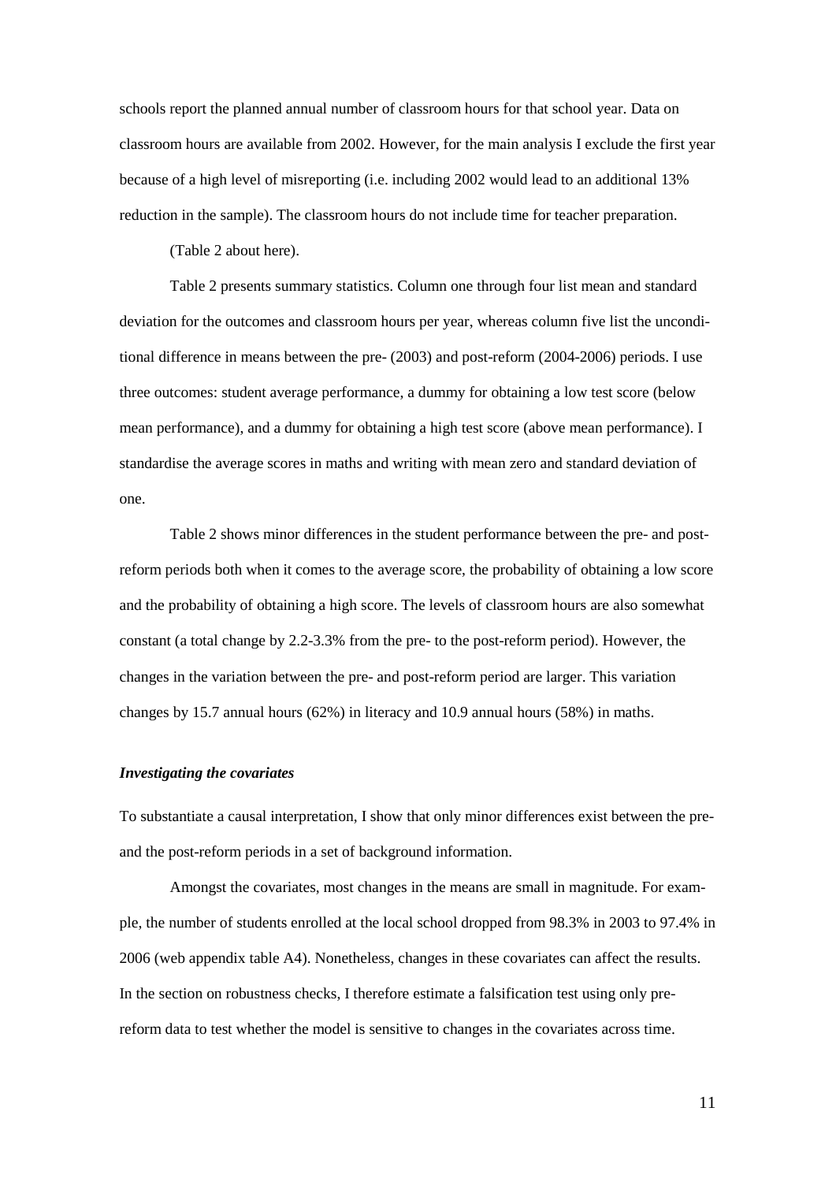schools report the planned annual number of classroom hours for that school year. Data on classroom hours are available from 2002. However, for the main analysis I exclude the first year because of a high level of misreporting (i.e. including 2002 would lead to an additional 13% reduction in the sample). The classroom hours do not include time for teacher preparation.

(Table 2 about here).

Table 2 presents summary statistics. Column one through four list mean and standard deviation for the outcomes and classroom hours per year, whereas column five list the unconditional difference in means between the pre- (2003) and post-reform (2004-2006) periods. I use three outcomes: student average performance, a dummy for obtaining a low test score (below mean performance), and a dummy for obtaining a high test score (above mean performance). I standardise the average scores in maths and writing with mean zero and standard deviation of one.

Table 2 shows minor differences in the student performance between the pre- and post-reform periods both when it comes to the average score, the probability of obtaining a low score and the probability of obtaining a high score. The levels of classroom hours are also somewhat constant (a total change by 2.2-3.3% from the pre- to the post-reform period). However, the changes in the variation between the pre- and post-reform period are larger. This variation changes by 15.7 annual hours (62%) in literacy and 10.9 annual hours (58%) in maths.

### *Investigating the covariates*

To substantiate a causal interpretation, I show that only minor differences exist between the pre- and the post-reform periods in a set of background information.

Amongst the covariates, most changes in the means are small in magnitude. For example, the number of students enrolled at the local school dropped from 98.3% in 2003 to 97.4% in 2006 (web appendix table A4). Nonetheless, changes in these covariates can affect the results. In the section on robustness checks, I therefore estimate a falsification test using only pre-reform data to test whether the model is sensitive to changes in the covariates across time.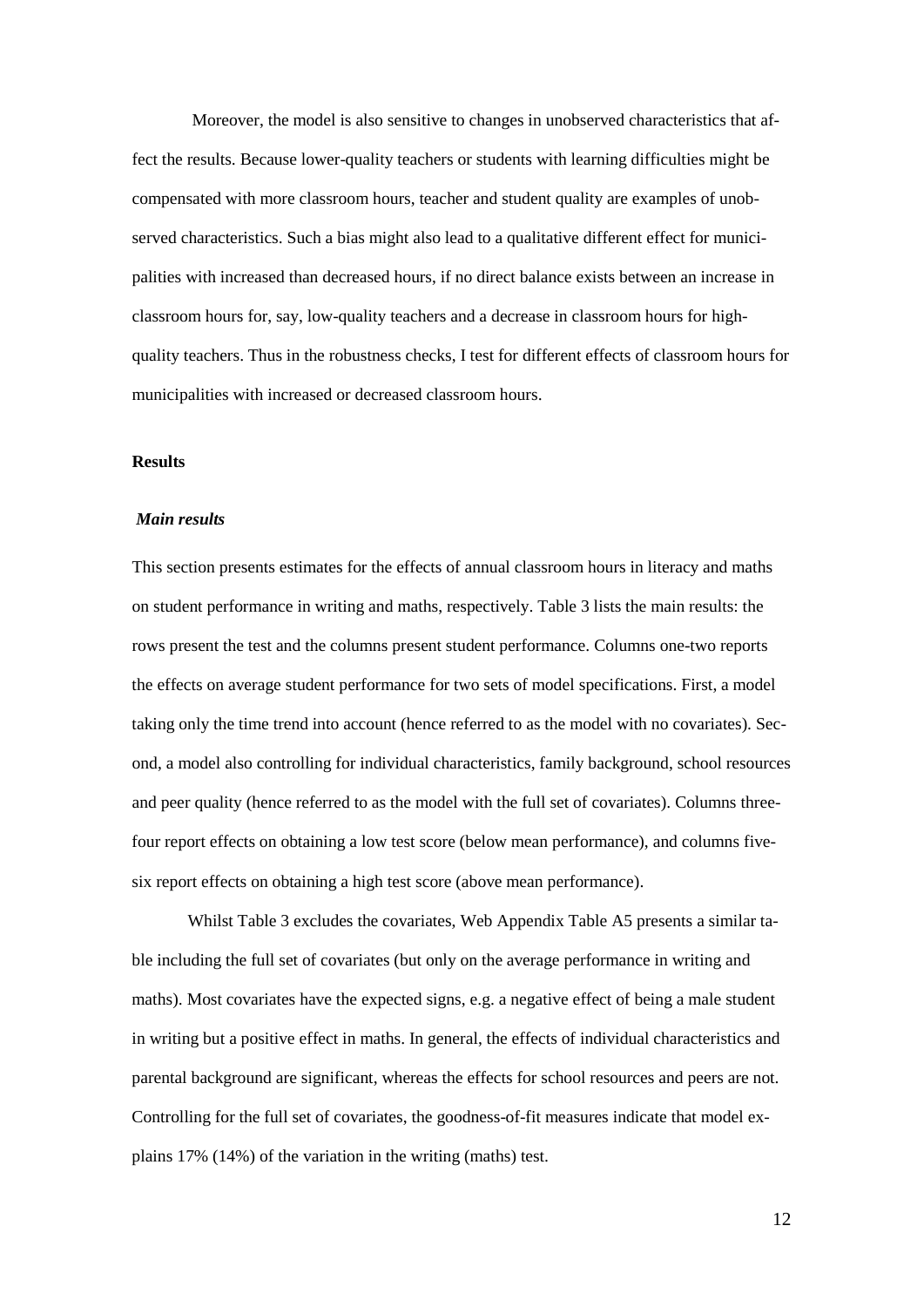Moreover, the model is also sensitive to changes in unobserved characteristics that affect the results. Because lower-quality teachers or students with learning difficulties might be compensated with more classroom hours, teacher and student quality are examples of unobserved characteristics. Such a bias might also lead to a qualitative different effect for municipalities with increased than decreased hours, if no direct balance exists between an increase in classroom hours for, say, low-quality teachers and a decrease in classroom hours for high-quality teachers. Thus in the robustness checks, I test for different effects of classroom hours for municipalities with increased or decreased classroom hours.

## Results

### *Main results*

This section presents estimates for the effects of annual classroom hours in literacy and maths on student performance in writing and maths, respectively. Table 3 lists the main results: the rows present the test and the columns present student performance. Columns one-two reports the effects on average student performance for two sets of model specifications. First, a model taking only the time trend into account (hence referred to as the model with no covariates). Second, a model also controlling for individual characteristics, family background, school resources and peer quality (hence referred to as the model with the full set of covariates). Columns three-four report effects on obtaining a low test score (below mean performance), and columns five-six report effects on obtaining a high test score (above mean performance).

Whilst Table 3 excludes the covariates, Web Appendix Table A5 presents a similar table including the full set of covariates (but only on the average performance in writing and maths). Most covariates have the expected signs, e.g. a negative effect of being a male student in writing but a positive effect in maths. In general, the effects of individual characteristics and parental background are significant, whereas the effects for school resources and peers are not. Controlling for the full set of covariates, the goodness-of-fit measures indicate that model explains 17% (14%) of the variation in the writing (maths) test.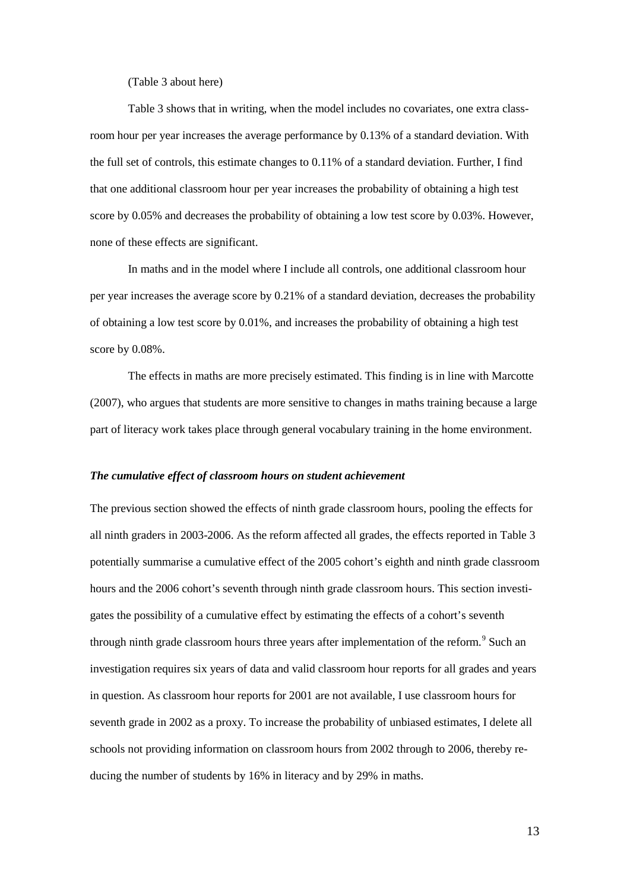(Table 3 about here)

Table 3 shows that in writing, when the model includes no covariates, one extra classroom hour per year increases the average performance by 0.13% of a standard deviation. With the full set of controls, this estimate changes to 0.11% of a standard deviation. Further, I find that one additional classroom hour per year increases the probability of obtaining a high test score by 0.05% and decreases the probability of obtaining a low test score by 0.03%. However, none of these effects are significant.

In maths and in the model where I include all controls, one additional classroom hour per year increases the average score by 0.21% of a standard deviation, decreases the probability of obtaining a low test score by 0.01%, and increases the probability of obtaining a high test score by 0.08%.

The effects in maths are more precisely estimated. This finding is in line with Marcotte (2007), who argues that students are more sensitive to changes in maths training because a large part of literacy work takes place through general vocabulary training in the home environment.

### *The cumulative effect of classroom hours on student achievement*

The previous section showed the effects of ninth grade classroom hours, pooling the effects for all ninth graders in 2003-2006. As the reform affected all grades, the effects reported in Table 3 potentially summarise a cumulative effect of the 2005 cohort's eighth and ninth grade classroom hours and the 2006 cohort's seventh through ninth grade classroom hours. This section investigates the possibility of a cumulative effect by estimating the effects of a cohort's seventh through ninth grade classroom hours three years after implementation of the reform.[9] Such an investigation requires six years of data and valid classroom hour reports for all grades and years in question. As classroom hour reports for 2001 are not available, I use classroom hours for seventh grade in 2002 as a proxy. To increase the probability of unbiased estimates, I delete all schools not providing information on classroom hours from 2002 through to 2006, thereby reducing the number of students by 16% in literacy and by 29% in maths.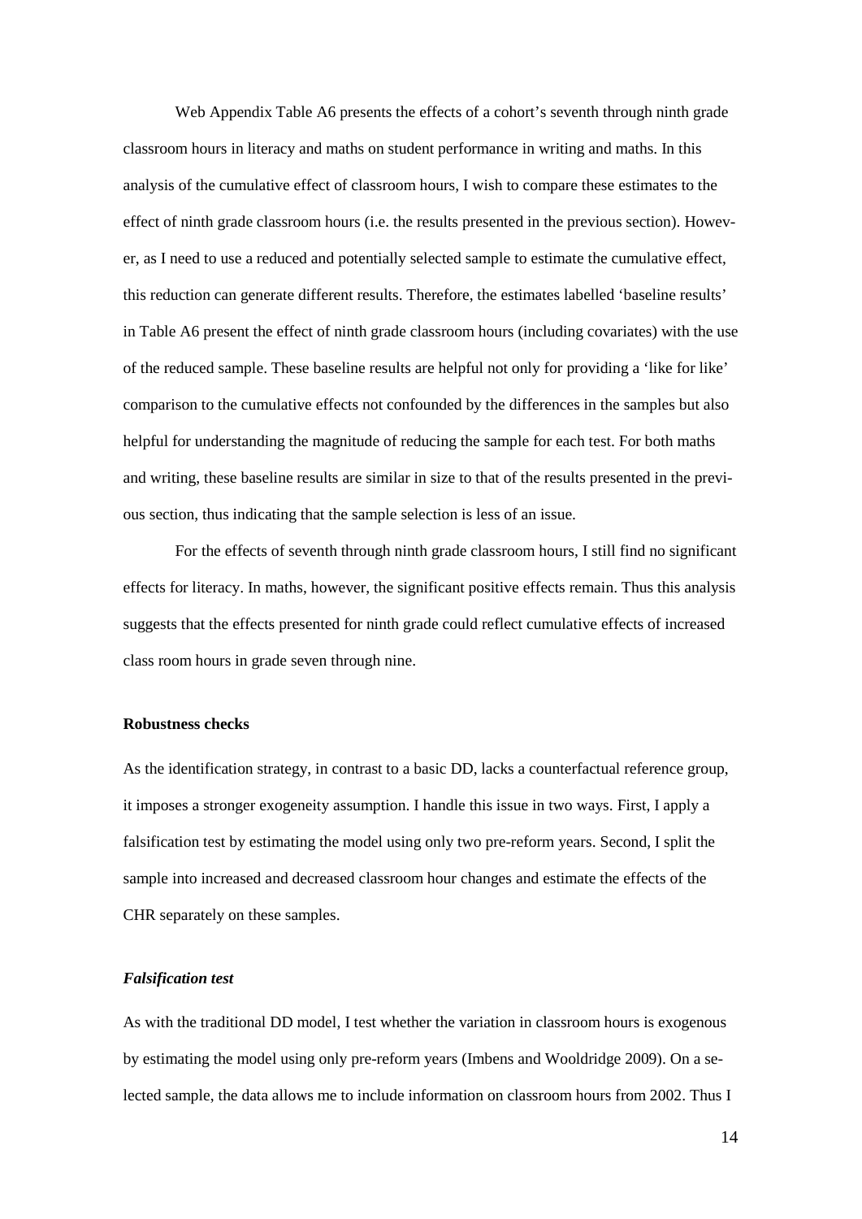Web Appendix Table A6 presents the effects of a cohort's seventh through ninth grade classroom hours in literacy and maths on student performance in writing and maths. In this analysis of the cumulative effect of classroom hours, I wish to compare these estimates to the effect of ninth grade classroom hours (i.e. the results presented in the previous section). However, as I need to use a reduced and potentially selected sample to estimate the cumulative effect, this reduction can generate different results. Therefore, the estimates labelled 'baseline results' in Table A6 present the effect of ninth grade classroom hours (including covariates) with the use of the reduced sample. These baseline results are helpful not only for providing a 'like for like' comparison to the cumulative effects not confounded by the differences in the samples but also helpful for understanding the magnitude of reducing the sample for each test. For both maths and writing, these baseline results are similar in size to that of the results presented in the previous section, thus indicating that the sample selection is less of an issue.

For the effects of seventh through ninth grade classroom hours, I still find no significant effects for literacy. In maths, however, the significant positive effects remain. Thus this analysis suggests that the effects presented for ninth grade could reflect cumulative effects of increased class room hours in grade seven through nine.

**Robustness checks**

As the identification strategy, in contrast to a basic DD, lacks a counterfactual reference group, it imposes a stronger exogeneity assumption. I handle this issue in two ways. First, I apply a falsification test by estimating the model using only two pre-reform years. Second, I split the sample into increased and decreased classroom hour changes and estimate the effects of the CHR separately on these samples.

***Falsification test***

As with the traditional DD model, I test whether the variation in classroom hours is exogenous by estimating the model using only pre-reform years (Imbens and Wooldridge 2009). On a selected sample, the data allows me to include information on classroom hours from 2002. Thus I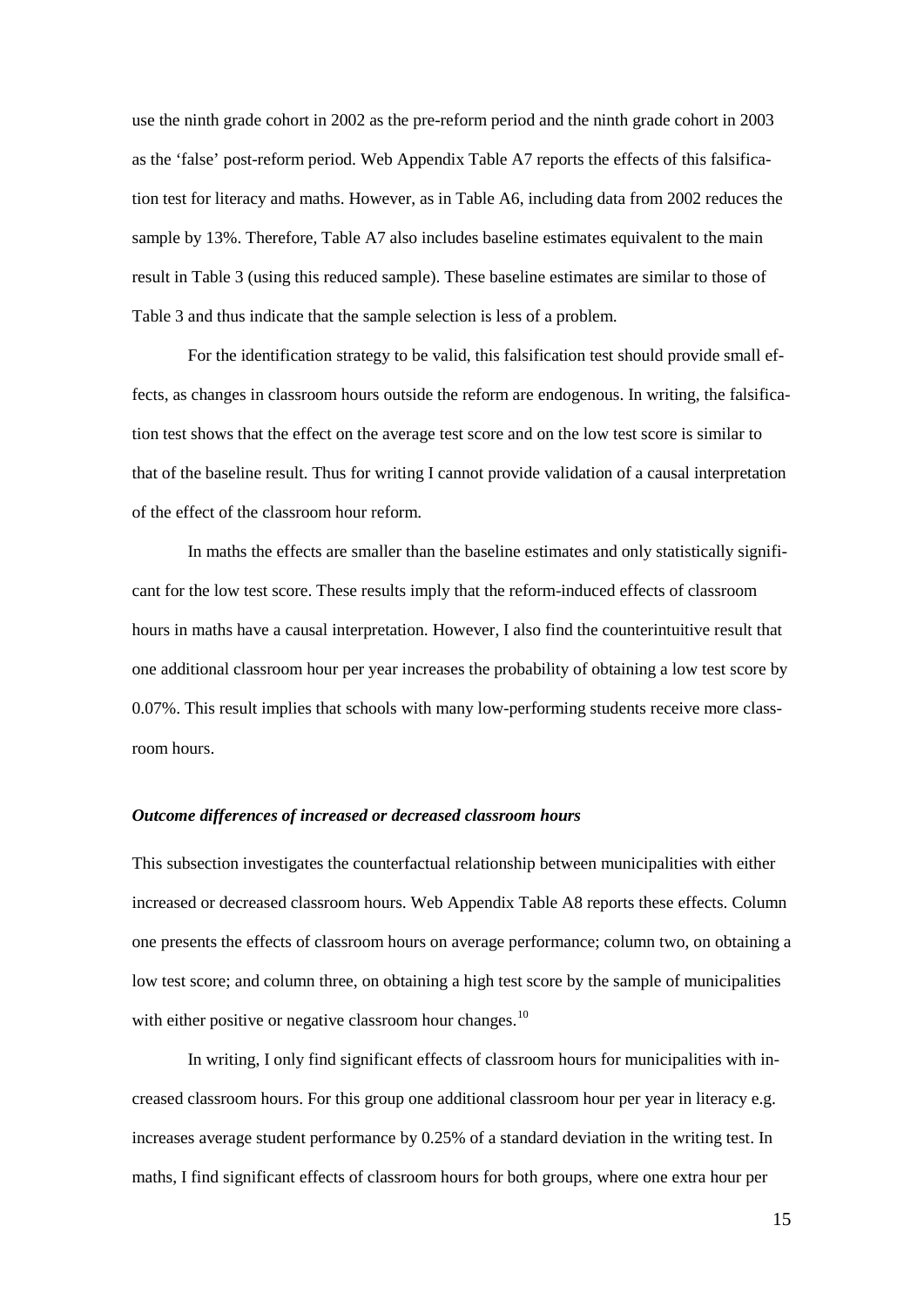use the ninth grade cohort in 2002 as the pre-reform period and the ninth grade cohort in 2003 as the 'false' post-reform period. Web Appendix Table A7 reports the effects of this falsification test for literacy and maths. However, as in Table A6, including data from 2002 reduces the sample by 13%. Therefore, Table A7 also includes baseline estimates equivalent to the main result in Table 3 (using this reduced sample). These baseline estimates are similar to those of Table 3 and thus indicate that the sample selection is less of a problem.

For the identification strategy to be valid, this falsification test should provide small effects, as changes in classroom hours outside the reform are endogenous. In writing, the falsification test shows that the effect on the average test score and on the low test score is similar to that of the baseline result. Thus for writing I cannot provide validation of a causal interpretation of the effect of the classroom hour reform.

In maths the effects are smaller than the baseline estimates and only statistically significant for the low test score. These results imply that the reform-induced effects of classroom hours in maths have a causal interpretation. However, I also find the counterintuitive result that one additional classroom hour per year increases the probability of obtaining a low test score by 0.07%. This result implies that schools with many low-performing students receive more classroom hours.

### *Outcome differences of increased or decreased classroom hours*

This subsection investigates the counterfactual relationship between municipalities with either increased or decreased classroom hours. Web Appendix Table A8 reports these effects. Column one presents the effects of classroom hours on average performance; column two, on obtaining a low test score; and column three, on obtaining a high test score by the sample of municipalities with either positive or negative classroom hour changes.[10]

In writing, I only find significant effects of classroom hours for municipalities with increased classroom hours. For this group one additional classroom hour per year in literacy e.g. increases average student performance by 0.25% of a standard deviation in the writing test. In maths, I find significant effects of classroom hours for both groups, where one extra hour per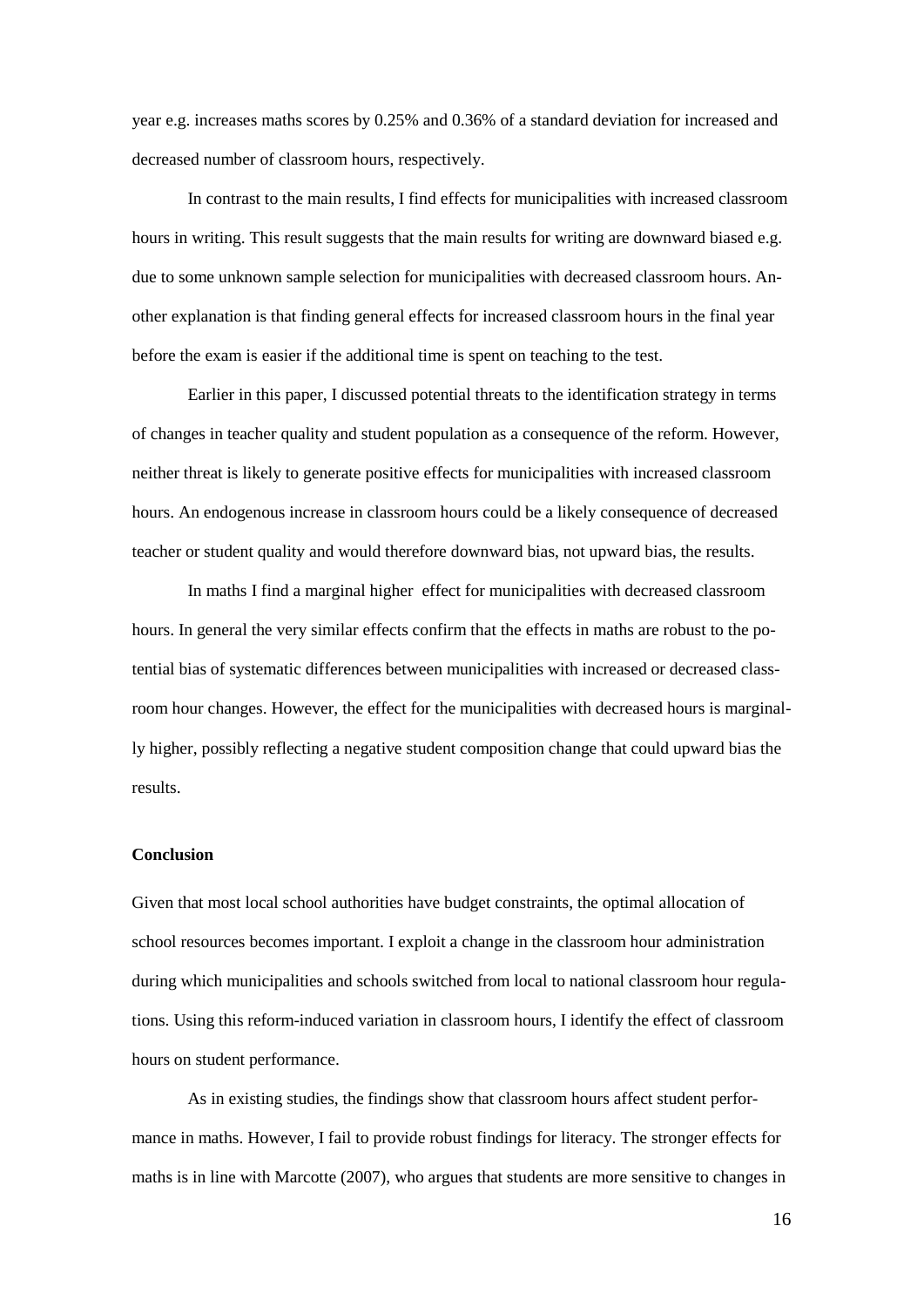year e.g. increases maths scores by 0.25% and 0.36% of a standard deviation for increased and decreased number of classroom hours, respectively.

In contrast to the main results, I find effects for municipalities with increased classroom hours in writing. This result suggests that the main results for writing are downward biased e.g. due to some unknown sample selection for municipalities with decreased classroom hours. Another explanation is that finding general effects for increased classroom hours in the final year before the exam is easier if the additional time is spent on teaching to the test.

Earlier in this paper, I discussed potential threats to the identification strategy in terms of changes in teacher quality and student population as a consequence of the reform. However, neither threat is likely to generate positive effects for municipalities with increased classroom hours. An endogenous increase in classroom hours could be a likely consequence of decreased teacher or student quality and would therefore downward bias, not upward bias, the results.

In maths I find a marginal higher effect for municipalities with decreased classroom hours. In general the very similar effects confirm that the effects in maths are robust to the potential bias of systematic differences between municipalities with increased or decreased classroom hour changes. However, the effect for the municipalities with decreased hours is marginally higher, possibly reflecting a negative student composition change that could upward bias the results.

**Conclusion**

Given that most local school authorities have budget constraints, the optimal allocation of school resources becomes important. I exploit a change in the classroom hour administration during which municipalities and schools switched from local to national classroom hour regulations. Using this reform-induced variation in classroom hours, I identify the effect of classroom hours on student performance.

As in existing studies, the findings show that classroom hours affect student performance in maths. However, I fail to provide robust findings for literacy. The stronger effects for maths is in line with Marcotte (2007), who argues that students are more sensitive to changes in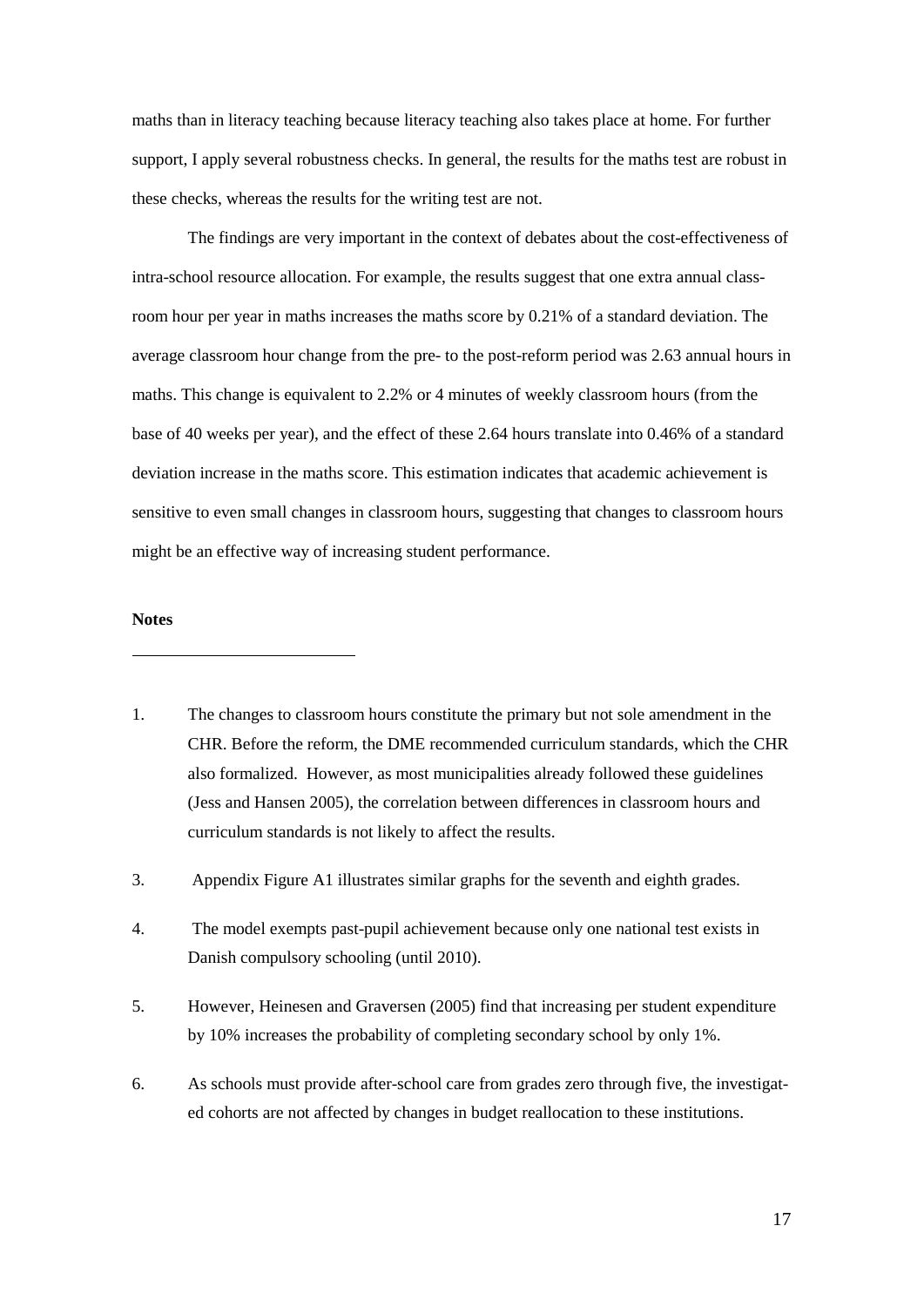maths than in literacy teaching because literacy teaching also takes place at home. For further support, I apply several robustness checks. In general, the results for the maths test are robust in these checks, whereas the results for the writing test are not.

The findings are very important in the context of debates about the cost-effectiveness of intra-school resource allocation. For example, the results suggest that one extra annual classroom hour per year in maths increases the maths score by 0.21% of a standard deviation. The average classroom hour change from the pre- to the post-reform period was 2.63 annual hours in maths. This change is equivalent to 2.2% or 4 minutes of weekly classroom hours (from the base of 40 weeks per year), and the effect of these 2.64 hours translate into 0.46% of a standard deviation increase in the maths score. This estimation indicates that academic achievement is sensitive to even small changes in classroom hours, suggesting that changes to classroom hours might be an effective way of increasing student performance.

**Notes**

---

1. The changes to classroom hours constitute the primary but not sole amendment in the CHR. Before the reform, the DME recommended curriculum standards, which the CHR also formalized. However, as most municipalities already followed these guidelines (Jess and Hansen 2005), the correlation between differences in classroom hours and curriculum standards is not likely to affect the results.

3. Appendix Figure A1 illustrates similar graphs for the seventh and eighth grades.

4. The model exempts past-pupil achievement because only one national test exists in Danish compulsory schooling (until 2010).

5. However, Heinesen and Graversen (2005) find that increasing per student expenditure by 10% increases the probability of completing secondary school by only 1%.

6. As schools must provide after-school care from grades zero through five, the investigated cohorts are not affected by changes in budget reallocation to these institutions.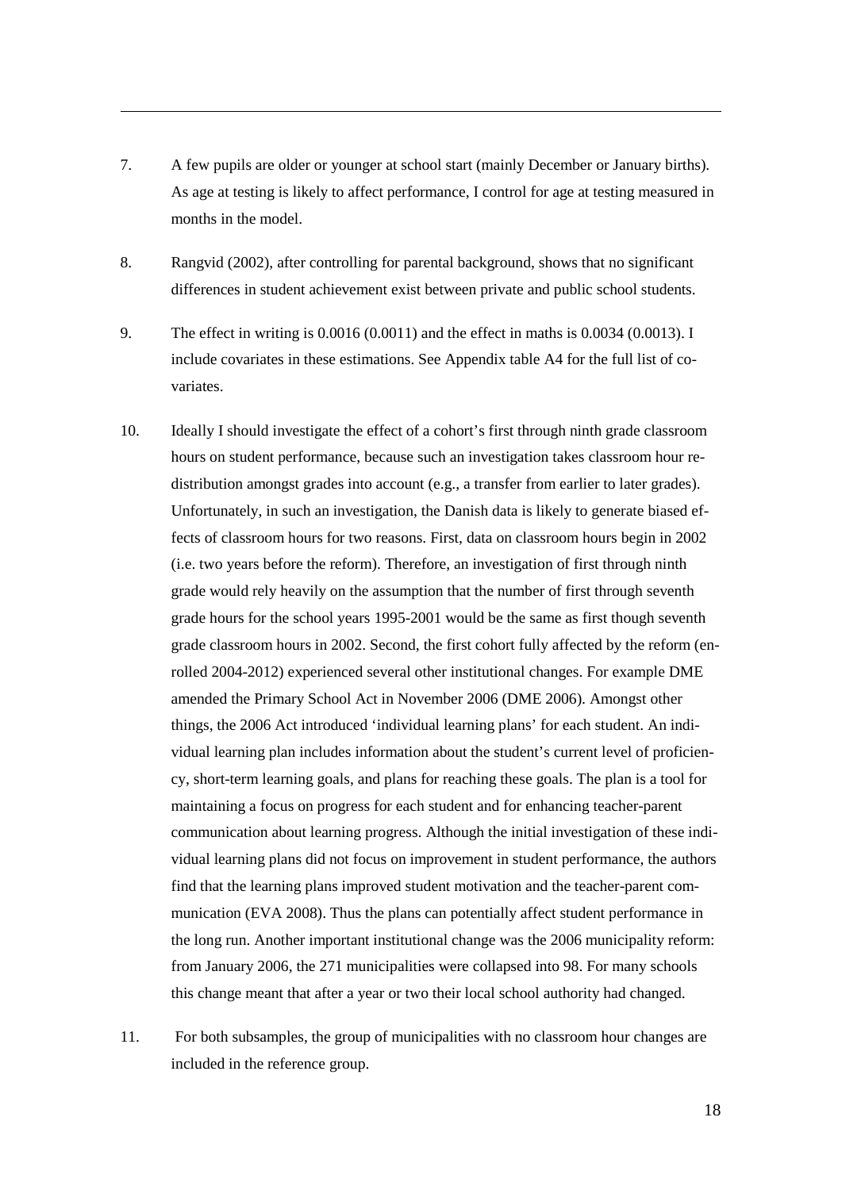7. A few pupils are older or younger at school start (mainly December or January births). As age at testing is likely to affect performance, I control for age at testing measured in months in the model.

8. Rangvid (2002), after controlling for parental background, shows that no significant differences in student achievement exist between private and public school students.

9. The effect in writing is 0.0016 (0.0011) and the effect in maths is 0.0034 (0.0013). I include covariates in these estimations. See Appendix table A4 for the full list of co-variates.

10. Ideally I should investigate the effect of a cohort's first through ninth grade classroom hours on student performance, because such an investigation takes classroom hour re-distribution amongst grades into account (e.g., a transfer from earlier to later grades). Unfortunately, in such an investigation, the Danish data is likely to generate biased effects of classroom hours for two reasons. First, data on classroom hours begin in 2002 (i.e. two years before the reform). Therefore, an investigation of first through ninth grade would rely heavily on the assumption that the number of first through seventh grade hours for the school years 1995-2001 would be the same as first though seventh grade classroom hours in 2002. Second, the first cohort fully affected by the reform (enrolled 2004-2012) experienced several other institutional changes. For example DME amended the Primary School Act in November 2006 (DME 2006). Amongst other things, the 2006 Act introduced 'individual learning plans' for each student. An individual learning plan includes information about the student's current level of proficiency, short-term learning goals, and plans for reaching these goals. The plan is a tool for maintaining a focus on progress for each student and for enhancing teacher-parent communication about learning progress. Although the initial investigation of these individual learning plans did not focus on improvement in student performance, the authors find that the learning plans improved student motivation and the teacher-parent communication (EVA 2008). Thus the plans can potentially affect student performance in the long run. Another important institutional change was the 2006 municipality reform: from January 2006, the 271 municipalities were collapsed into 98. For many schools this change meant that after a year or two their local school authority had changed.

11. For both subsamples, the group of municipalities with no classroom hour changes are included in the reference group.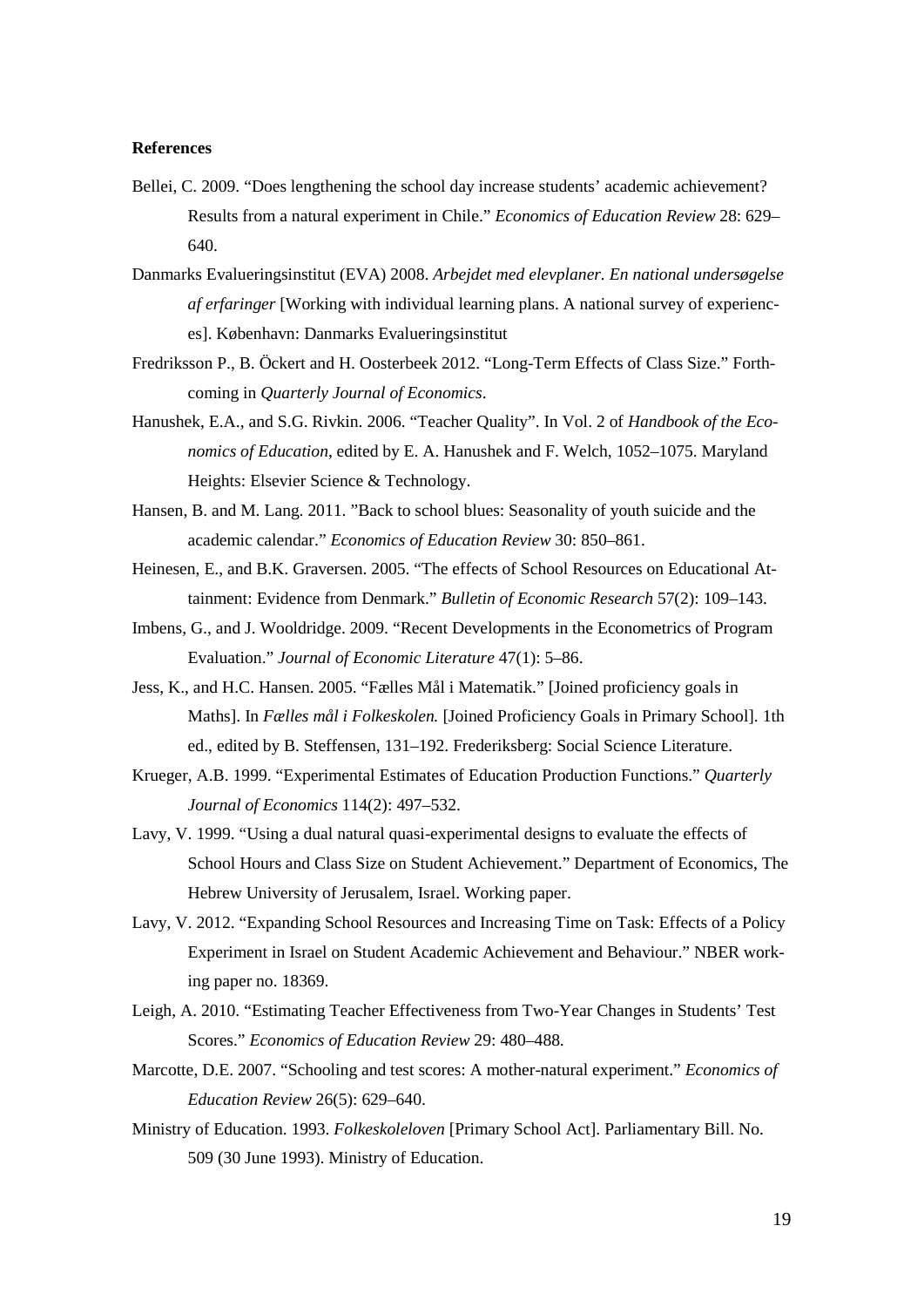**References**

Bellei, C. 2009. “Does lengthening the school day increase students’ academic achievement? Results from a natural experiment in Chile.” *Economics of Education Review* 28: 629–640.

Danmarks Evalueringsinstitut (EVA) 2008. *Arbejdet med elevplaner. En national undersøgelse af erfaringer* [Working with individual learning plans. A national survey of experiences]. København: Danmarks Evalueringsinstitut

Fredriksson P., B. Öckert and H. Oosterbeek 2012. “Long-Term Effects of Class Size.” Forthcoming in *Quarterly Journal of Economics*.

Hanushek, E.A., and S.G. Rivkin. 2006. “Teacher Quality”. In Vol. 2 of *Handbook of the Economics of Education*, edited by E. A. Hanushek and F. Welch, 1052–1075. Maryland Heights: Elsevier Science & Technology.

Hansen, B. and M. Lang. 2011. ”Back to school blues: Seasonality of youth suicide and the academic calendar.” *Economics of Education Review* 30: 850–861.

Heinesen, E., and B.K. Graversen. 2005. “The effects of School Resources on Educational Attainment: Evidence from Denmark.” *Bulletin of Economic Research* 57(2): 109–143.

Imbens, G., and J. Wooldridge. 2009. “Recent Developments in the Econometrics of Program Evaluation.” *Journal of Economic Literature* 47(1): 5–86.

Jess, K., and H.C. Hansen. 2005. “Fælles Mål i Matematik.” [Joined proficiency goals in Maths]. In *Fælles mål i Folkeskolen.* [Joined Proficiency Goals in Primary School]. 1th ed., edited by B. Steffensen, 131–192. Frederiksberg: Social Science Literature.

Krueger, A.B. 1999. “Experimental Estimates of Education Production Functions.” *Quarterly Journal of Economics* 114(2): 497–532.

Lavy, V. 1999. “Using a dual natural quasi-experimental designs to evaluate the effects of School Hours and Class Size on Student Achievement.” Department of Economics, The Hebrew University of Jerusalem, Israel. Working paper.

Lavy, V. 2012. “Expanding School Resources and Increasing Time on Task: Effects of a Policy Experiment in Israel on Student Academic Achievement and Behaviour.” NBER working paper no. 18369.

Leigh, A. 2010. “Estimating Teacher Effectiveness from Two-Year Changes in Students’ Test Scores.” *Economics of Education Review* 29: 480–488.

Marcotte, D.E. 2007. “Schooling and test scores: A mother-natural experiment.” *Economics of Education Review* 26(5): 629–640.

Ministry of Education. 1993. *Folkeskoleloven* [Primary School Act]. Parliamentary Bill. No. 509 (30 June 1993). Ministry of Education.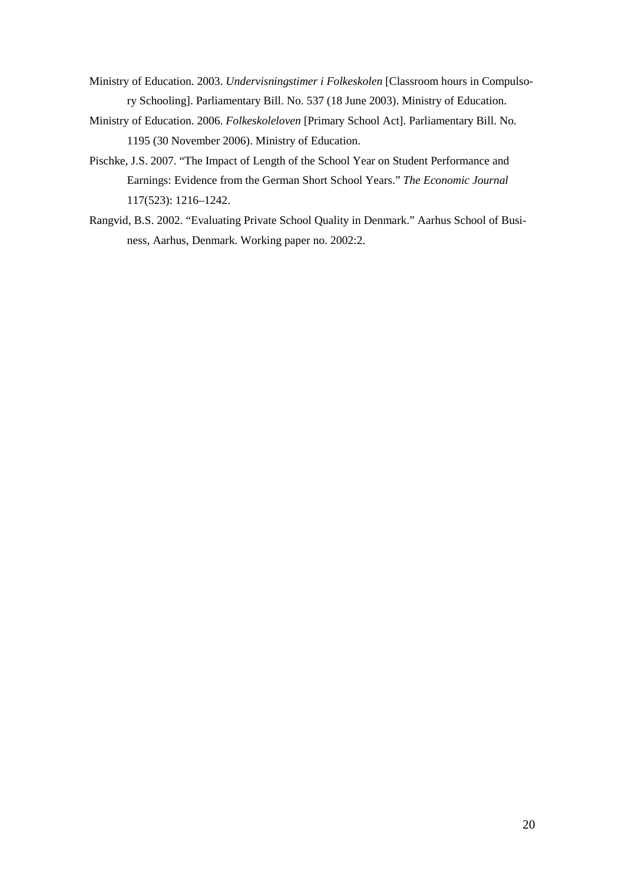Ministry of Education. 2003. *Undervisningstimer i Folkeskolen* [Classroom hours in Compulsory Schooling]. Parliamentary Bill. No. 537 (18 June 2003). Ministry of Education.

Ministry of Education. 2006. *Folkeskoleloven* [Primary School Act]. Parliamentary Bill. No. 1195 (30 November 2006). Ministry of Education.

Pischke, J.S. 2007. "The Impact of Length of the School Year on Student Performance and Earnings: Evidence from the German Short School Years." *The Economic Journal* 117(523): 1216–1242.

Rangvid, B.S. 2002. "Evaluating Private School Quality in Denmark." Aarhus School of Business, Aarhus, Denmark. Working paper no. 2002:2.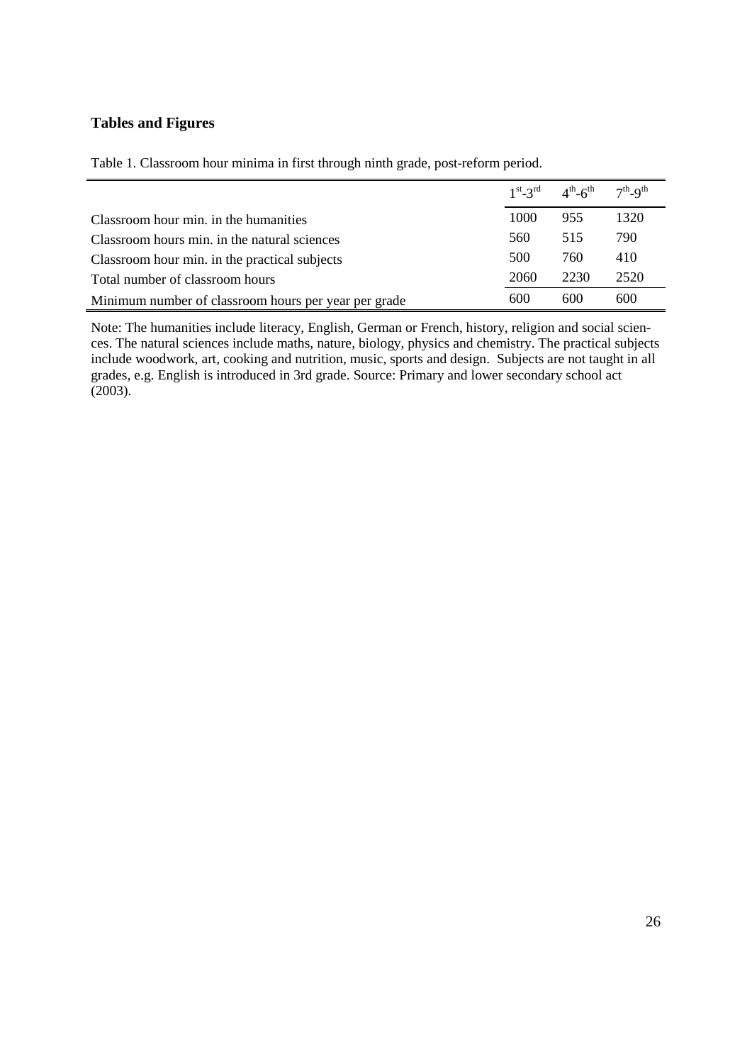# Tables and Figures

Table 1. Classroom hour minima in first through ninth grade, post-reform period.

| | 1st-3rd | 4th-6th | 7th-9th |
|---|---|---|---|
| Classroom hour min. in the humanities | 1000 | 955 | 1320 |
| Classroom hours min. in the natural sciences | 560 | 515 | 790 |
| Classroom hour min. in the practical subjects | 500 | 760 | 410 |
| Total number of classroom hours | 2060 | 2230 | 2520 |
| Minimum number of classroom hours per year per grade | 600 | 600 | 600 |

Note: The humanities include literacy, English, German or French, history, religion and social sciences. The natural sciences include maths, nature, biology, physics and chemistry. The practical subjects include woodwork, art, cooking and nutrition, music, sports and design. Subjects are not taught in all grades, e.g. English is introduced in 3rd grade. Source: Primary and lower secondary school act (2003).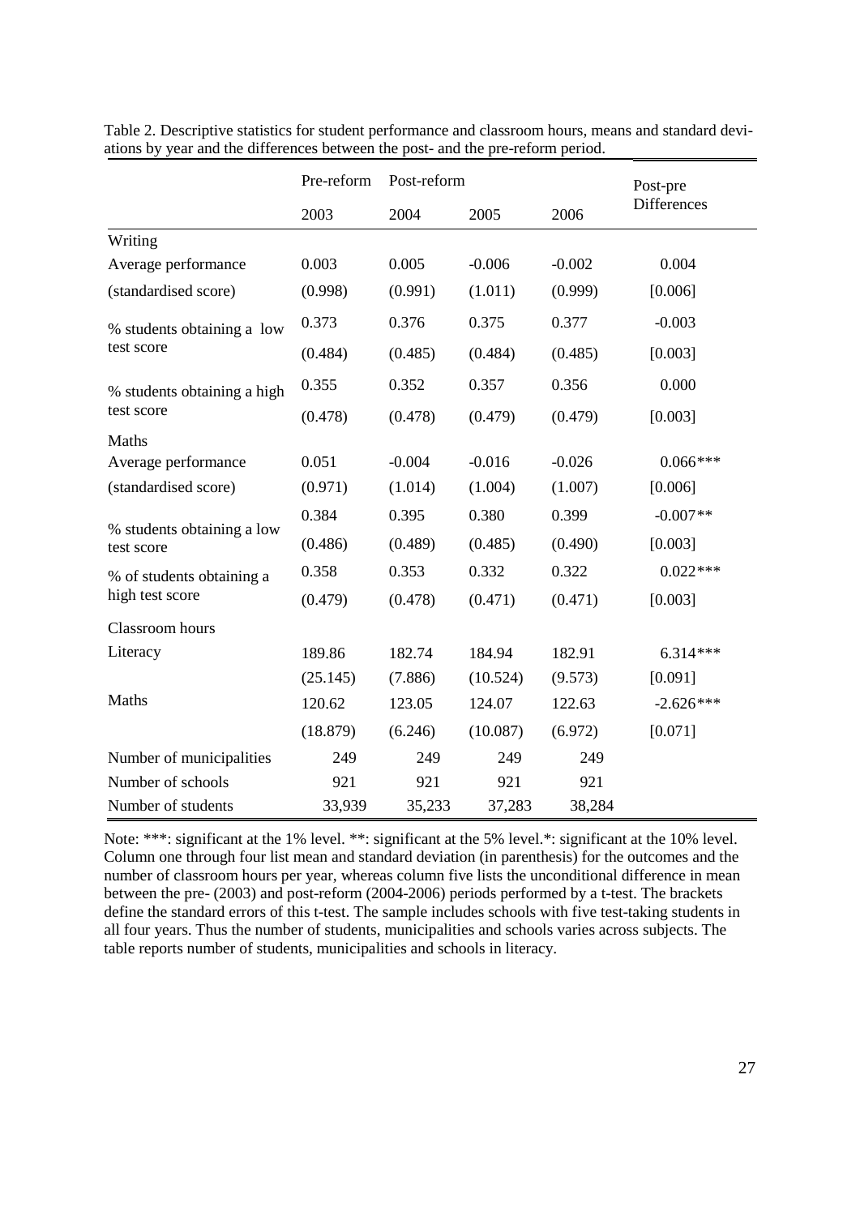Table 2. Descriptive statistics for student performance and classroom hours, means and standard deviations by year and the differences between the post- and the pre-reform period.

| | Pre-reform | Post-reform | | | Post-pre Differences |
|---|---|---|---|---|---|
| | 2003 | 2004 | 2005 | 2006 | |
| Writing | | | | | |
| Average performance | 0.003 | 0.005 | -0.006 | -0.002 | 0.004 |
| (standardised score) | (0.998) | (0.991) | (1.011) | (0.999) | [0.006] |
| % students obtaining a low test score | 0.373 | 0.376 | 0.375 | 0.377 | -0.003 |
| | (0.484) | (0.485) | (0.484) | (0.485) | [0.003] |
| % students obtaining a high test score | 0.355 | 0.352 | 0.357 | 0.356 | 0.000 |
| | (0.478) | (0.478) | (0.479) | (0.479) | [0.003] |
| Maths | | | | | |
| Average performance | 0.051 | -0.004 | -0.016 | -0.026 | 0.066*** |
| (standardised score) | (0.971) | (1.014) | (1.004) | (1.007) | [0.006] |
| % students obtaining a low test score | 0.384 | 0.395 | 0.380 | 0.399 | -0.007** |
| | (0.486) | (0.489) | (0.485) | (0.490) | [0.003] |
| % of students obtaining a high test score | 0.358 | 0.353 | 0.332 | 0.322 | 0.022*** |
| | (0.479) | (0.478) | (0.471) | (0.471) | [0.003] |
| Classroom hours | | | | | |
| Literacy | 189.86 | 182.74 | 184.94 | 182.91 | 6.314*** |
| | (25.145) | (7.886) | (10.524) | (9.573) | [0.091] |
| Maths | 120.62 | 123.05 | 124.07 | 122.63 | -2.626*** |
| | (18.879) | (6.246) | (10.087) | (6.972) | [0.071] |
| Number of municipalities | 249 | 249 | 249 | 249 | |
| Number of schools | 921 | 921 | 921 | 921 | |
| Number of students | 33,939 | 35,233 | 37,283 | 38,284 | |

Note: ***: significant at the 1% level. **: significant at the 5% level.*: significant at the 10% level. Column one through four list mean and standard deviation (in parenthesis) for the outcomes and the number of classroom hours per year, whereas column five lists the unconditional difference in mean between the pre- (2003) and post-reform (2004-2006) periods performed by a t-test. The brackets define the standard errors of this t-test. The sample includes schools with five test-taking students in all four years. Thus the number of students, municipalities and schools varies across subjects. The table reports number of students, municipalities and schools in literacy.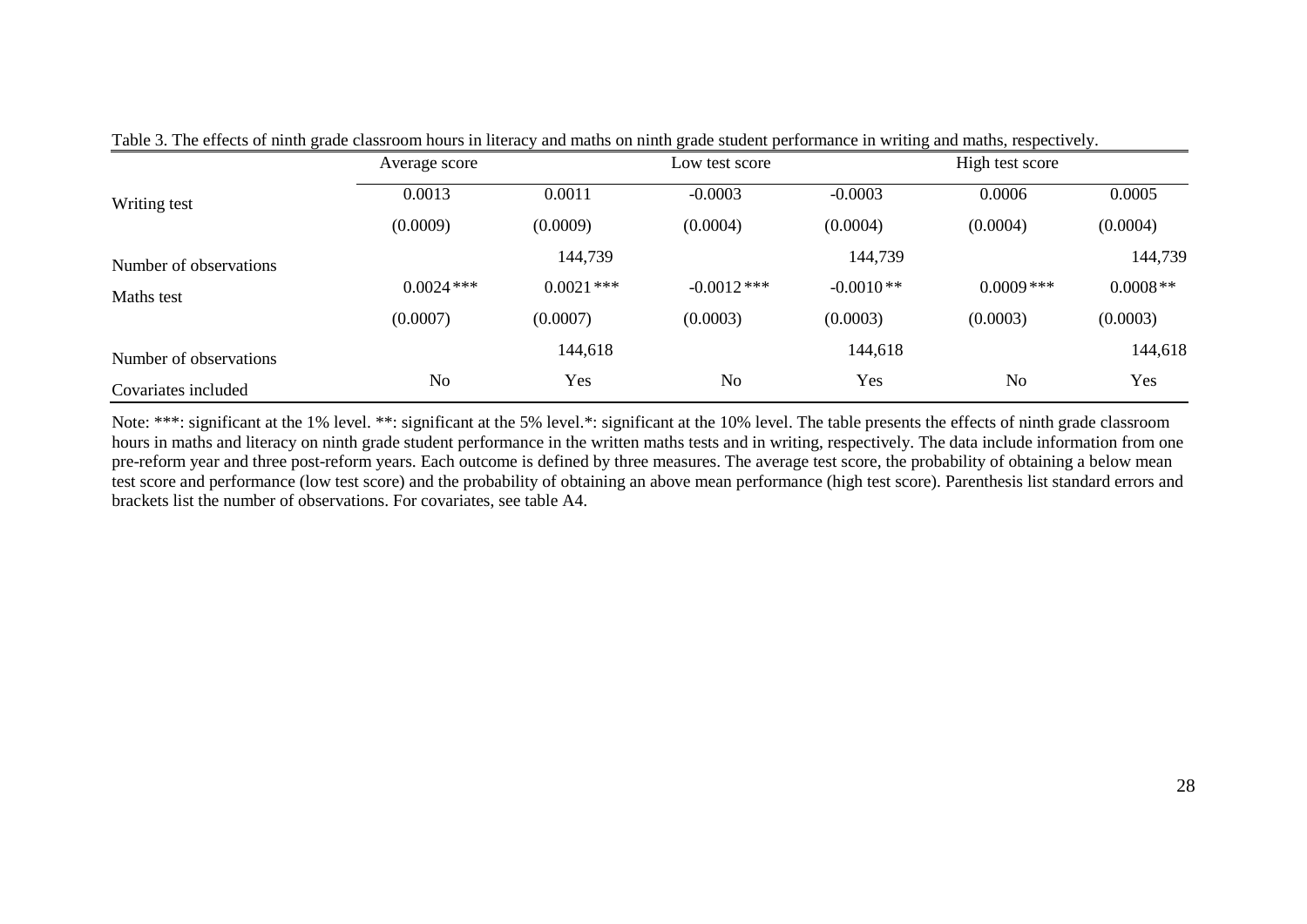Table 3. The effects of ninth grade classroom hours in literacy and maths on ninth grade student performance in writing and maths, respectively.

| | Average score | | Low test score | | High test score | |
|---|---|---|---|---|---|---|
| Writing test | 0.0013 | 0.0011 | -0.0003 | -0.0003 | 0.0006 | 0.0005 |
| | (0.0009) | (0.0009) | (0.0004) | (0.0004) | (0.0004) | (0.0004) |
| Number of observations | | 144,739 | | 144,739 | | 144,739 |
| Maths test | 0.0024 *** | 0.0021 *** | -0.0012 *** | -0.0010 ** | 0.0009 *** | 0.0008 ** |
| | (0.0007) | (0.0007) | (0.0003) | (0.0003) | (0.0003) | (0.0003) |
| Number of observations | | 144,618 | | 144,618 | | 144,618 |
| Covariates included | No | Yes | No | Yes | No | Yes |

Note: ***: significant at the 1% level. **: significant at the 5% level.*: significant at the 10% level. The table presents the effects of ninth grade classroom hours in maths and literacy on ninth grade student performance in the written maths tests and in writing, respectively. The data include information from one pre-reform year and three post-reform years. Each outcome is defined by three measures. The average test score, the probability of obtaining a below mean test score and performance (low test score) and the probability of obtaining an above mean performance (high test score). Parenthesis list standard errors and brackets list the number of observations. For covariates, see table A4.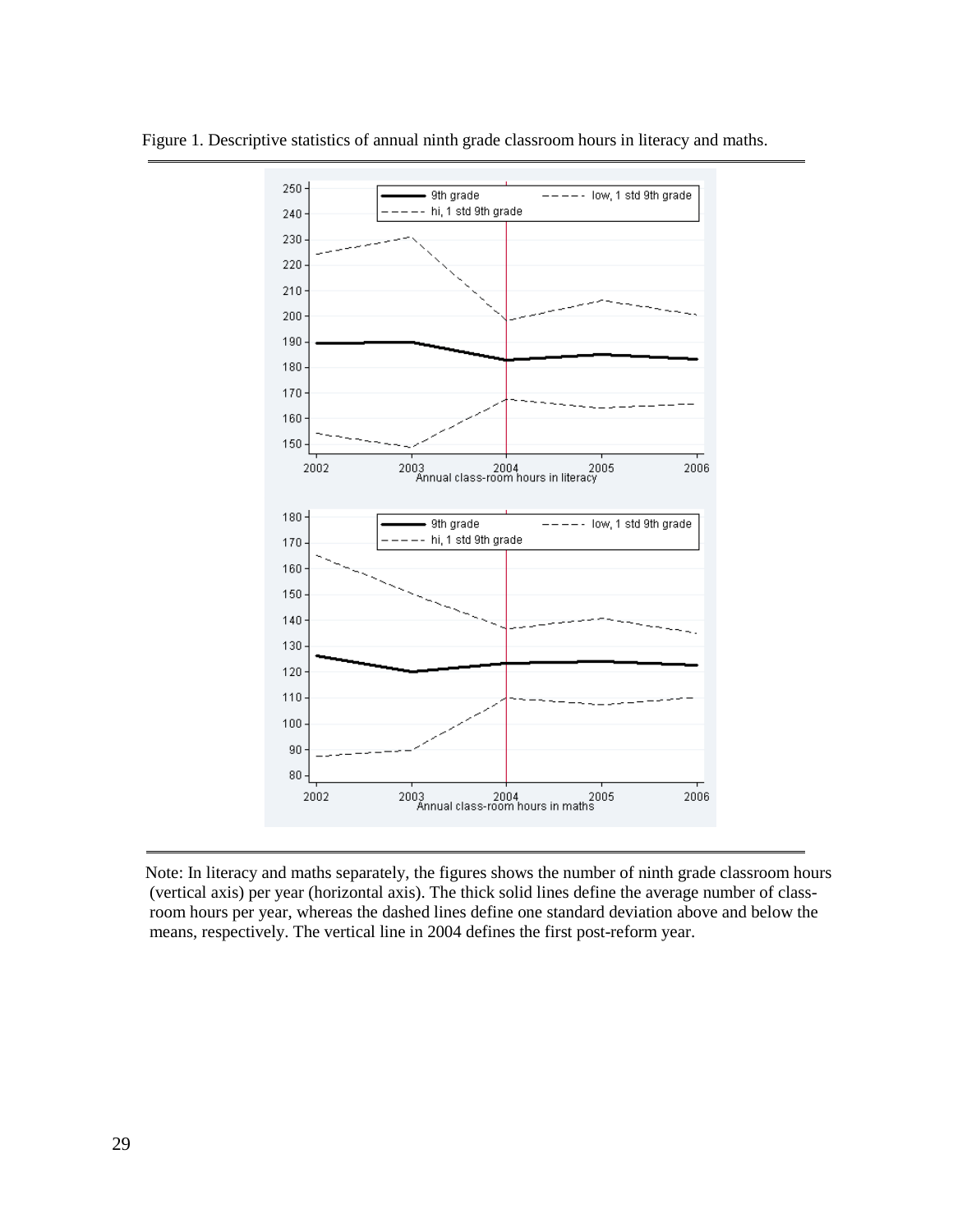Figure 1. Descriptive statistics of annual ninth grade classroom hours in literacy and maths.

Note: In literacy and maths separately, the figures shows the number of ninth grade classroom hours (vertical axis) per year (horizontal axis). The thick solid lines define the average number of classroom hours per year, whereas the dashed lines define one standard deviation above and below the means, respectively. The vertical line in 2004 defines the first post-reform year.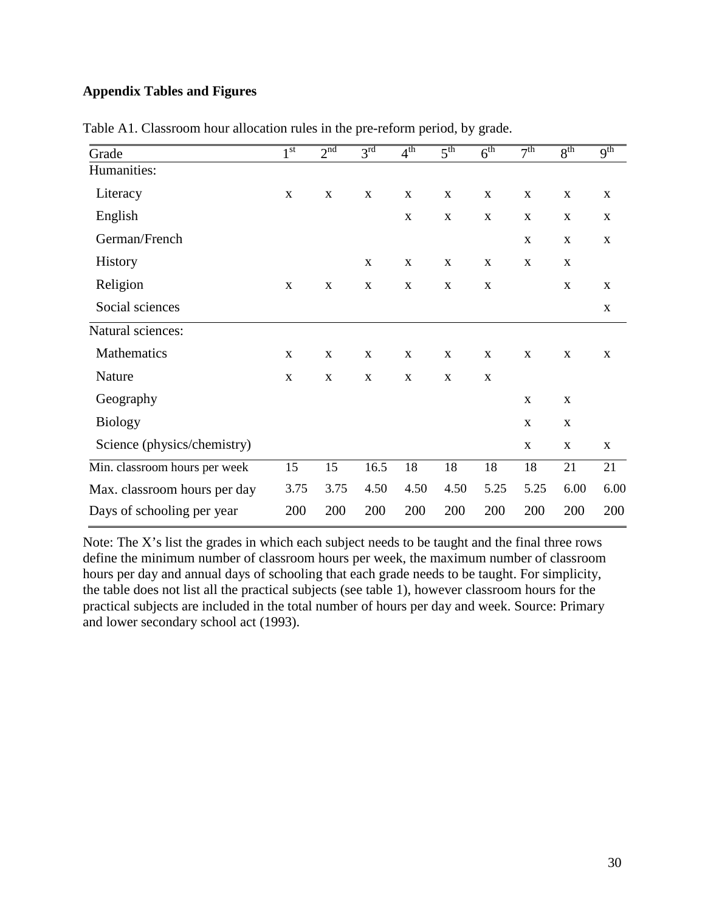**Appendix Tables and Figures**

Table A1. Classroom hour allocation rules in the pre-reform period, by grade.

| Grade | 1st | 2nd | 3rd | 4th | 5th | 6th | 7th | 8th | 9th |
|---|---|---|---|---|---|---|---|---|---|
| Humanities: | | | | | | | | | |
| Literacy | x | x | x | x | x | x | x | x | x |
| English | | | | x | x | x | x | x | x |
| German/French | | | | | | | x | x | x |
| History | | | x | x | x | x | x | x | |
| Religion | x | x | x | x | x | x | | x | x |
| Social sciences | | | | | | | | | x |
| Natural sciences: | | | | | | | | | |
| Mathematics | x | x | x | x | x | x | x | x | x |
| Nature | x | x | x | x | x | x | | | |
| Geography | | | | | | | x | x | |
| Biology | | | | | | | x | x | |
| Science (physics/chemistry) | | | | | | | x | x | x |
| Min. classroom hours per week | 15 | 15 | 16.5 | 18 | 18 | 18 | 18 | 21 | 21 |
| Max. classroom hours per day | 3.75 | 3.75 | 4.50 | 4.50 | 4.50 | 5.25 | 5.25 | 6.00 | 6.00 |
| Days of schooling per year | 200 | 200 | 200 | 200 | 200 | 200 | 200 | 200 | 200 |

Note: The X's list the grades in which each subject needs to be taught and the final three rows define the minimum number of classroom hours per week, the maximum number of classroom hours per day and annual days of schooling that each grade needs to be taught. For simplicity, the table does not list all the practical subjects (see table 1), however classroom hours for the practical subjects are included in the total number of hours per day and week. Source: Primary and lower secondary school act (1993).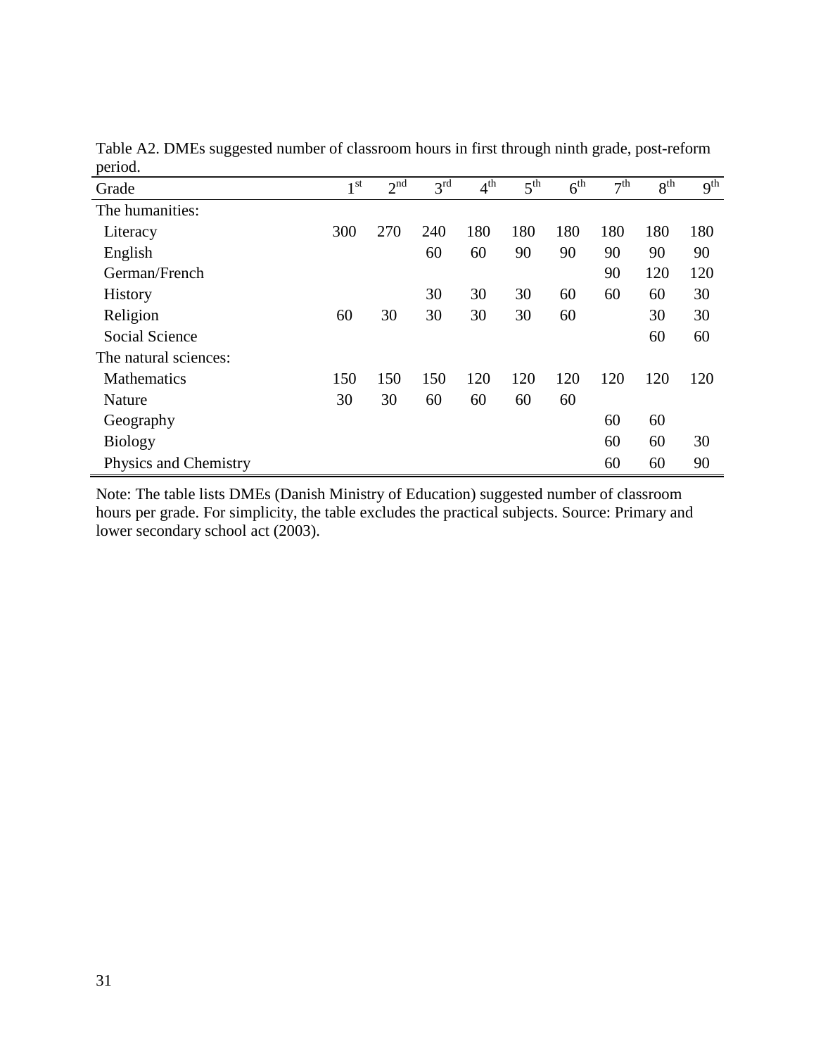Table A2. DMEs suggested number of classroom hours in first through ninth grade, post-reform period.

| Grade | 1st | 2nd | 3rd | 4th | 5th | 6th | 7th | 8th | 9th |
|---|---|---|---|---|---|---|---|---|---|
| The humanities: | | | | | | | | | |
| Literacy | 300 | 270 | 240 | 180 | 180 | 180 | 180 | 180 | 180 |
| English | | | 60 | 60 | 90 | 90 | 90 | 90 | 90 |
| German/French | | | | | | | 90 | 120 | 120 |
| History | | | 30 | 30 | 30 | 60 | 60 | 60 | 30 |
| Religion | 60 | 30 | 30 | 30 | 30 | 60 | | 30 | 30 |
| Social Science | | | | | | | | 60 | 60 |
| The natural sciences: | | | | | | | | | |
| Mathematics | 150 | 150 | 150 | 120 | 120 | 120 | 120 | 120 | 120 |
| Nature | 30 | 30 | 60 | 60 | 60 | 60 | | | |
| Geography | | | | | | | 60 | 60 | |
| Biology | | | | | | | 60 | 60 | 30 |
| Physics and Chemistry | | | | | | | 60 | 60 | 90 |

Note: The table lists DMEs (Danish Ministry of Education) suggested number of classroom hours per grade. For simplicity, the table excludes the practical subjects. Source: Primary and lower secondary school act (2003).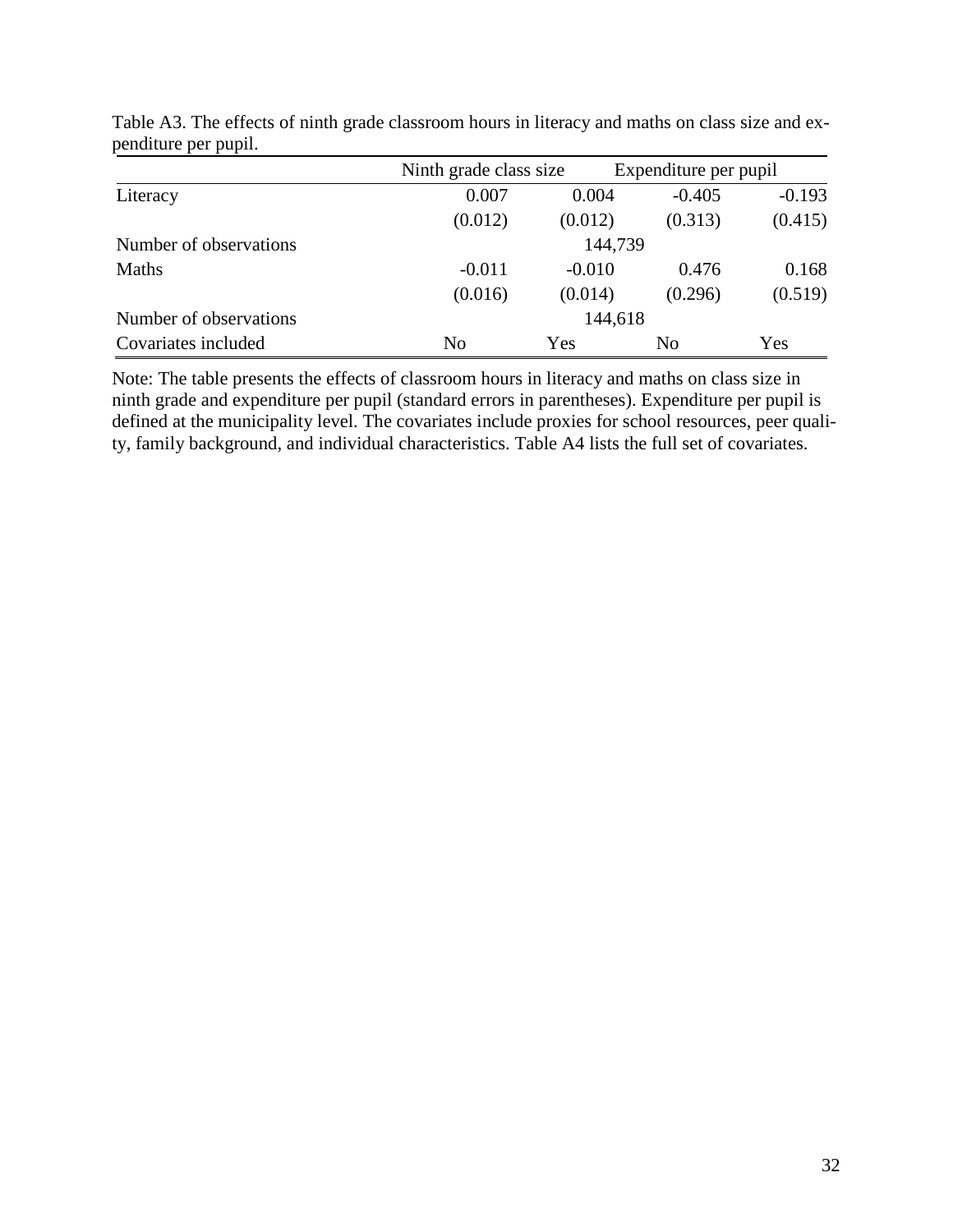Table A3. The effects of ninth grade classroom hours in literacy and maths on class size and expenditure per pupil.

| | Ninth grade class size | | Expenditure per pupil | |
|---|---|---|---|---|
| Literacy | 0.007 | 0.004 | -0.405 | -0.193 |
| | (0.012) | (0.012) | (0.313) | (0.415) |
| Number of observations | | 144,739 | | |
| Maths | -0.011 | -0.010 | 0.476 | 0.168 |
| | (0.016) | (0.014) | (0.296) | (0.519) |
| Number of observations | | 144,618 | | |
| Covariates included | No | Yes | No | Yes |

Note: The table presents the effects of classroom hours in literacy and maths on class size in ninth grade and expenditure per pupil (standard errors in parentheses). Expenditure per pupil is defined at the municipality level. The covariates include proxies for school resources, peer quality, family background, and individual characteristics. Table A4 lists the full set of covariates.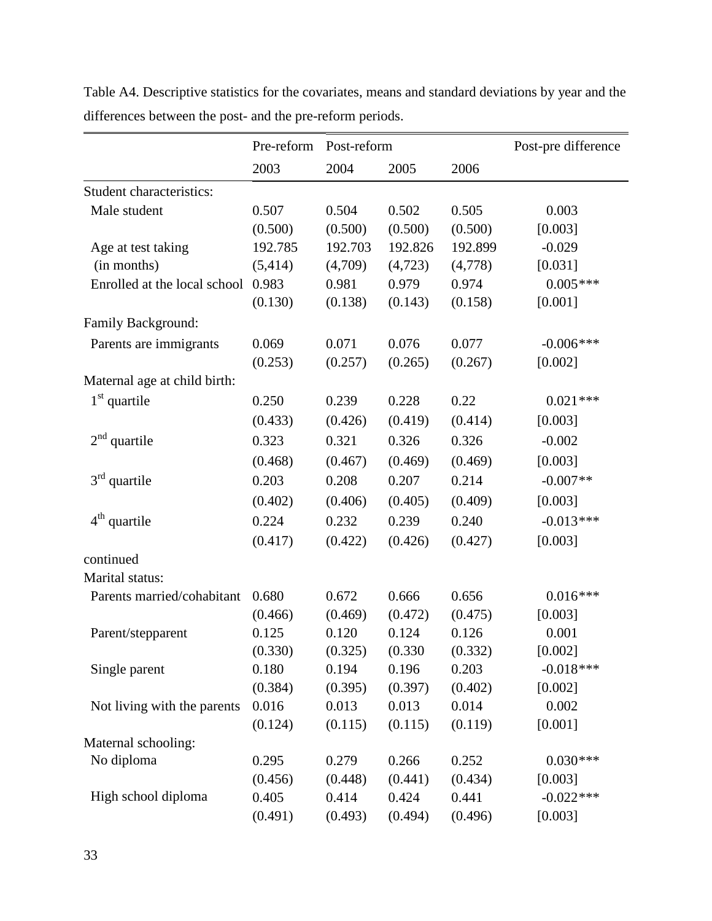Table A4. Descriptive statistics for the covariates, means and standard deviations by year and the differences between the post- and the pre-reform periods.

| | Pre-reform | Post-reform | | | Post-pre difference |
|---|---|---|---|---|---|
| | 2003 | 2004 | 2005 | 2006 | |
| Student characteristics: | | | | | |
| Male student | 0.507 | 0.504 | 0.502 | 0.505 | 0.003 |
| | (0.500) | (0.500) | (0.500) | (0.500) | [0.003] |
| Age at test taking | 192.785 | 192.703 | 192.826 | 192.899 | -0.029 |
| (in months) | (5,414) | (4,709) | (4,723) | (4,778) | [0.031] |
| Enrolled at the local school | 0.983 | 0.981 | 0.979 | 0.974 | 0.005*** |
| | (0.130) | (0.138) | (0.143) | (0.158) | [0.001] |
| Family Background: | | | | | |
| Parents are immigrants | 0.069 | 0.071 | 0.076 | 0.077 | -0.006*** |
| | (0.253) | (0.257) | (0.265) | (0.267) | [0.002] |
| Maternal age at child birth: | | | | | |
| 1st quartile | 0.250 | 0.239 | 0.228 | 0.22 | 0.021*** |
| | (0.433) | (0.426) | (0.419) | (0.414) | [0.003] |
| 2nd quartile | 0.323 | 0.321 | 0.326 | 0.326 | -0.002 |
| | (0.468) | (0.467) | (0.469) | (0.469) | [0.003] |
| 3rd quartile | 0.203 | 0.208 | 0.207 | 0.214 | -0.007** |
| | (0.402) | (0.406) | (0.405) | (0.409) | [0.003] |
| 4th quartile | 0.224 | 0.232 | 0.239 | 0.240 | -0.013*** |
| | (0.417) | (0.422) | (0.426) | (0.427) | [0.003] |
| continued | | | | | |
| Marital status: | | | | | |
| Parents married/cohabitant | 0.680 | 0.672 | 0.666 | 0.656 | 0.016*** |
| | (0.466) | (0.469) | (0.472) | (0.475) | [0.003] |
| Parent/stepparent | 0.125 | 0.120 | 0.124 | 0.126 | 0.001 |
| | (0.330) | (0.325) | (0.330 | (0.332) | [0.002] |
| Single parent | 0.180 | 0.194 | 0.196 | 0.203 | -0.018*** |
| | (0.384) | (0.395) | (0.397) | (0.402) | [0.002] |
| Not living with the parents | 0.016 | 0.013 | 0.013 | 0.014 | 0.002 |
| | (0.124) | (0.115) | (0.115) | (0.119) | [0.001] |
| Maternal schooling: | | | | | |
| No diploma | 0.295 | 0.279 | 0.266 | 0.252 | 0.030*** |
| | (0.456) | (0.448) | (0.441) | (0.434) | [0.003] |
| High school diploma | 0.405 | 0.414 | 0.424 | 0.441 | -0.022*** |
| | (0.491) | (0.493) | (0.494) | (0.496) | [0.003] |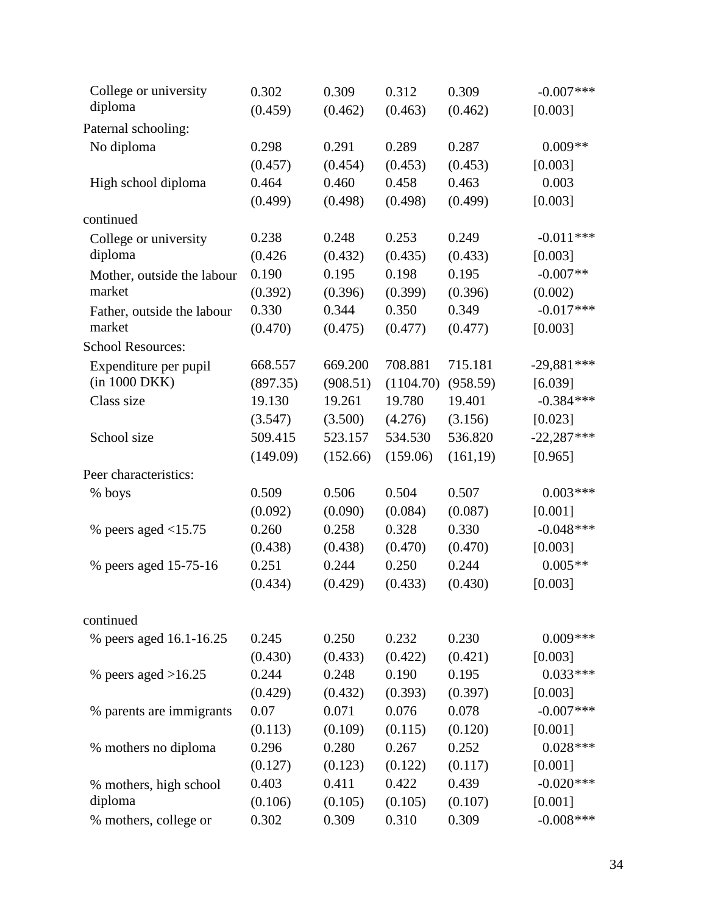| | | | | | |
|---|---|---|---|---|---|
| College or university diploma | 0.302 | 0.309 | 0.312 | 0.309 | -0.007*** |
| | (0.459) | (0.462) | (0.463) | (0.462) | [0.003] |
| Paternal schooling: | | | | | |
| No diploma | 0.298 | 0.291 | 0.289 | 0.287 | 0.009** |
| | (0.457) | (0.454) | (0.453) | (0.453) | [0.003] |
| High school diploma | 0.464 | 0.460 | 0.458 | 0.463 | 0.003 |
| | (0.499) | (0.498) | (0.498) | (0.499) | [0.003] |
| continued | | | | | |
| College or university diploma | 0.238 | 0.248 | 0.253 | 0.249 | -0.011*** |
| | (0.426 | (0.432) | (0.435) | (0.433) | [0.003] |
| Mother, outside the labour market | 0.190 | 0.195 | 0.198 | 0.195 | -0.007** |
| | (0.392) | (0.396) | (0.399) | (0.396) | (0.002) |
| Father, outside the labour market | 0.330 | 0.344 | 0.350 | 0.349 | -0.017*** |
| | (0.470) | (0.475) | (0.477) | (0.477) | [0.003] |
| School Resources: | | | | | |
| Expenditure per pupil (in 1000 DKK) | 668.557 | 669.200 | 708.881 | 715.181 | -29,881*** |
| | (897.35) | (908.51) | (1104.70) | (958.59) | [6.039] |
| Class size | 19.130 | 19.261 | 19.780 | 19.401 | -0.384*** |
| | (3.547) | (3.500) | (4.276) | (3.156) | [0.023] |
| School size | 509.415 | 523.157 | 534.530 | 536.820 | -22,287*** |
| | (149.09) | (152.66) | (159.06) | (161,19) | [0.965] |
| Peer characteristics: | | | | | |
| % boys | 0.509 | 0.506 | 0.504 | 0.507 | 0.003*** |
| | (0.092) | (0.090) | (0.084) | (0.087) | [0.001] |
| % peers aged <15.75 | 0.260 | 0.258 | 0.328 | 0.330 | -0.048*** |
| | (0.438) | (0.438) | (0.470) | (0.470) | [0.003] |
| % peers aged 15-75-16 | 0.251 | 0.244 | 0.250 | 0.244 | 0.005** |
| | (0.434) | (0.429) | (0.433) | (0.430) | [0.003] |
| continued | | | | | |
| % peers aged 16.1-16.25 | 0.245 | 0.250 | 0.232 | 0.230 | 0.009*** |
| | (0.430) | (0.433) | (0.422) | (0.421) | [0.003] |
| % peers aged >16.25 | 0.244 | 0.248 | 0.190 | 0.195 | 0.033*** |
| | (0.429) | (0.432) | (0.393) | (0.397) | [0.003] |
| % parents are immigrants | 0.07 | 0.071 | 0.076 | 0.078 | -0.007*** |
| | (0.113) | (0.109) | (0.115) | (0.120) | [0.001] |
| % mothers no diploma | 0.296 | 0.280 | 0.267 | 0.252 | 0.028*** |
| | (0.127) | (0.123) | (0.122) | (0.117) | [0.001] |
| % mothers, high school diploma | 0.403 | 0.411 | 0.422 | 0.439 | -0.020*** |
| | (0.106) | (0.105) | (0.105) | (0.107) | [0.001] |
| % mothers, college or | 0.302 | 0.309 | 0.310 | 0.309 | -0.008*** |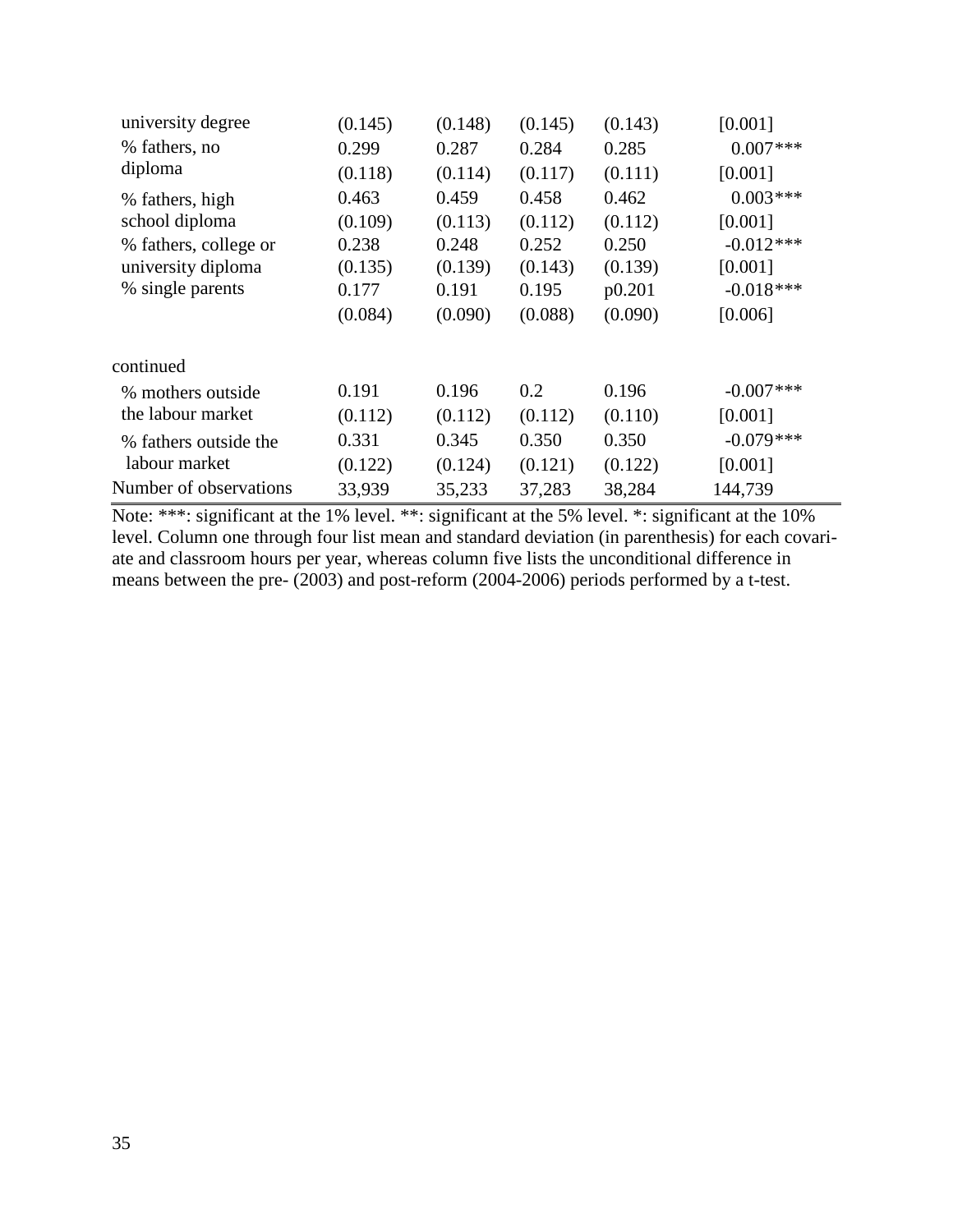| | | | | | |
|---|---|---|---|---|---|
| university degree | (0.145) | (0.148) | (0.145) | (0.143) | [0.001] |
| % fathers, no diploma | 0.299 | 0.287 | 0.284 | 0.285 | 0.007*** |
| | (0.118) | (0.114) | (0.117) | (0.111) | [0.001] |
| % fathers, high school diploma | 0.463 | 0.459 | 0.458 | 0.462 | 0.003*** |
| | (0.109) | (0.113) | (0.112) | (0.112) | [0.001] |
| % fathers, college or university diploma | 0.238 | 0.248 | 0.252 | 0.250 | -0.012*** |
| | (0.135) | (0.139) | (0.143) | (0.139) | [0.001] |
| % single parents | 0.177 | 0.191 | 0.195 | p0.201 | -0.018*** |
| | (0.084) | (0.090) | (0.088) | (0.090) | [0.006] |
| continued | | | | | |
| % mothers outside the labour market | 0.191 | 0.196 | 0.2 | 0.196 | -0.007*** |
| | (0.112) | (0.112) | (0.112) | (0.110) | [0.001] |
| % fathers outside the labour market | 0.331 | 0.345 | 0.350 | 0.350 | -0.079*** |
| | (0.122) | (0.124) | (0.121) | (0.122) | [0.001] |
| Number of observations | 33,939 | 35,233 | 37,283 | 38,284 | 144,739 |

Note: ***: significant at the 1% level. **: significant at the 5% level. *: significant at the 10% level. Column one through four list mean and standard deviation (in parenthesis) for each covariate and classroom hours per year, whereas column five lists the unconditional difference in means between the pre- (2003) and post-reform (2004-2006) periods performed by a t-test.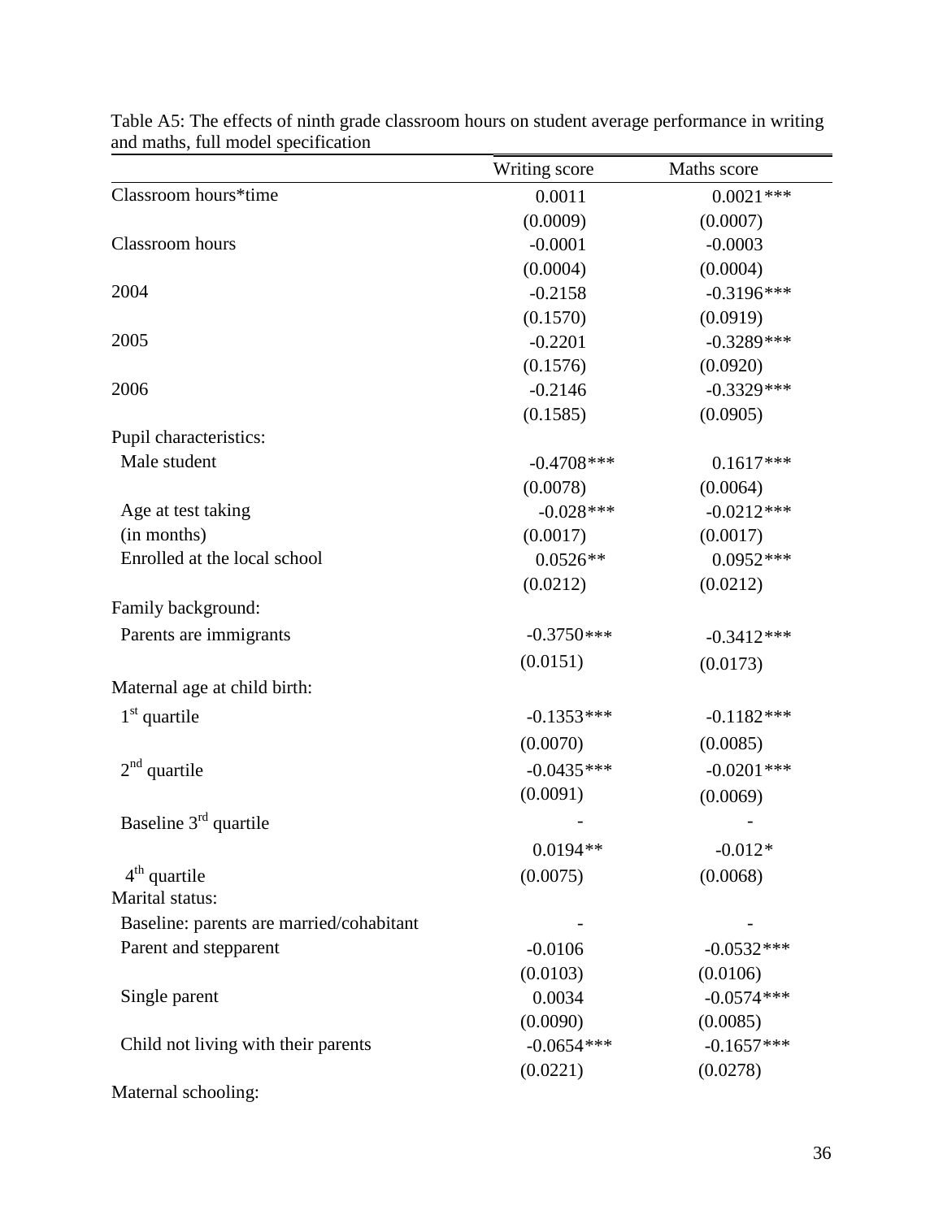Table A5: The effects of ninth grade classroom hours on student average performance in writing and maths, full model specification

| | Writing score | Maths score |
|---|---|---|
| Classroom hours*time | 0.0011 | 0.0021*** |
| | (0.0009) | (0.0007) |
| Classroom hours | -0.0001 | -0.0003 |
| | (0.0004) | (0.0004) |
| 2004 | -0.2158 | -0.3196*** |
| | (0.1570) | (0.0919) |
| 2005 | -0.2201 | -0.3289*** |
| | (0.1576) | (0.0920) |
| 2006 | -0.2146 | -0.3329*** |
| | (0.1585) | (0.0905) |
| Pupil characteristics: | | |
| Male student | -0.4708*** | 0.1617*** |
| | (0.0078) | (0.0064) |
| Age at test taking (in months) | -0.028*** | -0.0212*** |
| | (0.0017) | (0.0017) |
| Enrolled at the local school | 0.0526** | 0.0952*** |
| | (0.0212) | (0.0212) |
| Family background: | | |
| Parents are immigrants | -0.3750*** | -0.3412*** |
| | (0.0151) | (0.0173) |
| Maternal age at child birth: | | |
| 1st quartile | -0.1353*** | -0.1182*** |
| | (0.0070) | (0.0085) |
| 2nd quartile | -0.0435*** | -0.0201*** |
| | (0.0091) | (0.0069) |
| Baseline 3rd quartile | - | - |
| 4th quartile | 0.0194** | -0.012* |
| | (0.0075) | (0.0068) |
| Marital status: | | |
| Baseline: parents are married/cohabitant | - | - |
| Parent and stepparent | -0.0106 | -0.0532*** |
| | (0.0103) | (0.0106) |
| Single parent | 0.0034 | -0.0574*** |
| | (0.0090) | (0.0085) |
| Child not living with their parents | -0.0654*** | -0.1657*** |
| | (0.0221) | (0.0278) |
| Maternal schooling: | | |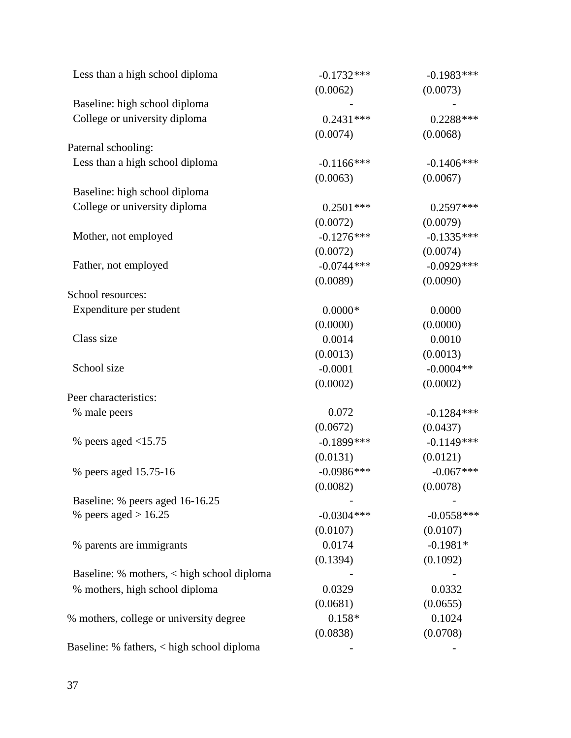| | | |
|---|---|---|
| Less than a high school diploma | -0.1732*** | -0.1983*** |
| | (0.0062) | (0.0073) |
| Baseline: high school diploma | - | - |
| College or university diploma | 0.2431*** | 0.2288*** |
| | (0.0074) | (0.0068) |
| Paternal schooling: | | |
| Less than a high school diploma | -0.1166*** | -0.1406*** |
| | (0.0063) | (0.0067) |
| Baseline: high school diploma | | |
| College or university diploma | 0.2501*** | 0.2597*** |
| | (0.0072) | (0.0079) |
| Mother, not employed | -0.1276*** | -0.1335*** |
| | (0.0072) | (0.0074) |
| Father, not employed | -0.0744*** | -0.0929*** |
| | (0.0089) | (0.0090) |
| School resources: | | |
| Expenditure per student | 0.0000* | 0.0000 |
| | (0.0000) | (0.0000) |
| Class size | 0.0014 | 0.0010 |
| | (0.0013) | (0.0013) |
| School size | -0.0001 | -0.0004** |
| | (0.0002) | (0.0002) |
| Peer characteristics: | | |
| % male peers | 0.072 | -0.1284*** |
| | (0.0672) | (0.0437) |
| % peers aged <15.75 | -0.1899*** | -0.1149*** |
| | (0.0131) | (0.0121) |
| % peers aged 15.75-16 | -0.0986*** | -0.067*** |
| | (0.0082) | (0.0078) |
| Baseline: % peers aged 16-16.25 | - | - |
| % peers aged > 16.25 | -0.0304*** | -0.0558*** |
| | (0.0107) | (0.0107) |
| % parents are immigrants | 0.0174 | -0.1981* |
| | (0.1394) | (0.1092) |
| Baseline: % mothers, < high school diploma | - | - |
| % mothers, high school diploma | 0.0329 | 0.0332 |
| | (0.0681) | (0.0655) |
| % mothers, college or university degree | 0.158* | 0.1024 |
| | (0.0838) | (0.0708) |
| Baseline: % fathers, < high school diploma | - | - |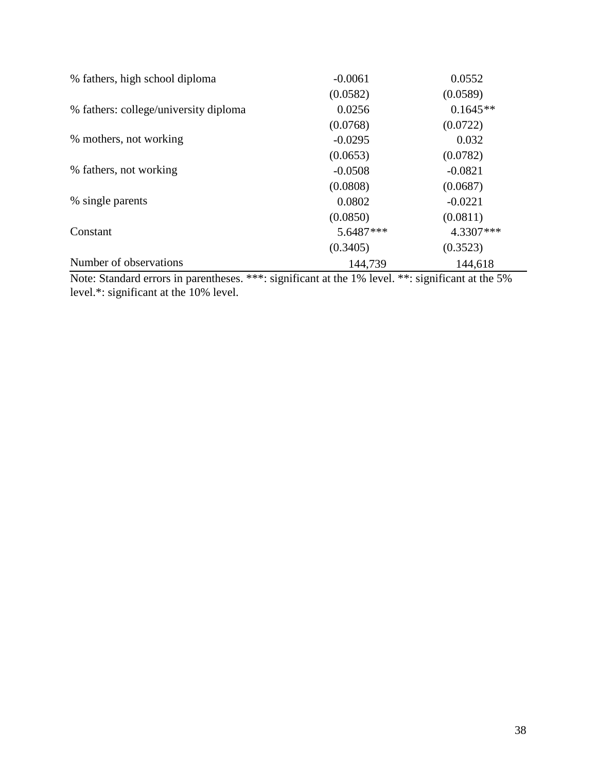| | | |
|---|---|---|
| % fathers, high school diploma | -0.0061 | 0.0552 |
| | (0.0582) | (0.0589) |
| % fathers: college/university diploma | 0.0256 | 0.1645** |
| | (0.0768) | (0.0722) |
| % mothers, not working | -0.0295 | 0.032 |
| | (0.0653) | (0.0782) |
| % fathers, not working | -0.0508 | -0.0821 |
| | (0.0808) | (0.0687) |
| % single parents | 0.0802 | -0.0221 |
| | (0.0850) | (0.0811) |
| Constant | 5.6487*** | 4.3307*** |
| | (0.3405) | (0.3523) |
| Number of observations | 144,739 | 144,618 |

Note: Standard errors in parentheses. ***: significant at the 1% level. **: significant at the 5% level.*: significant at the 10% level.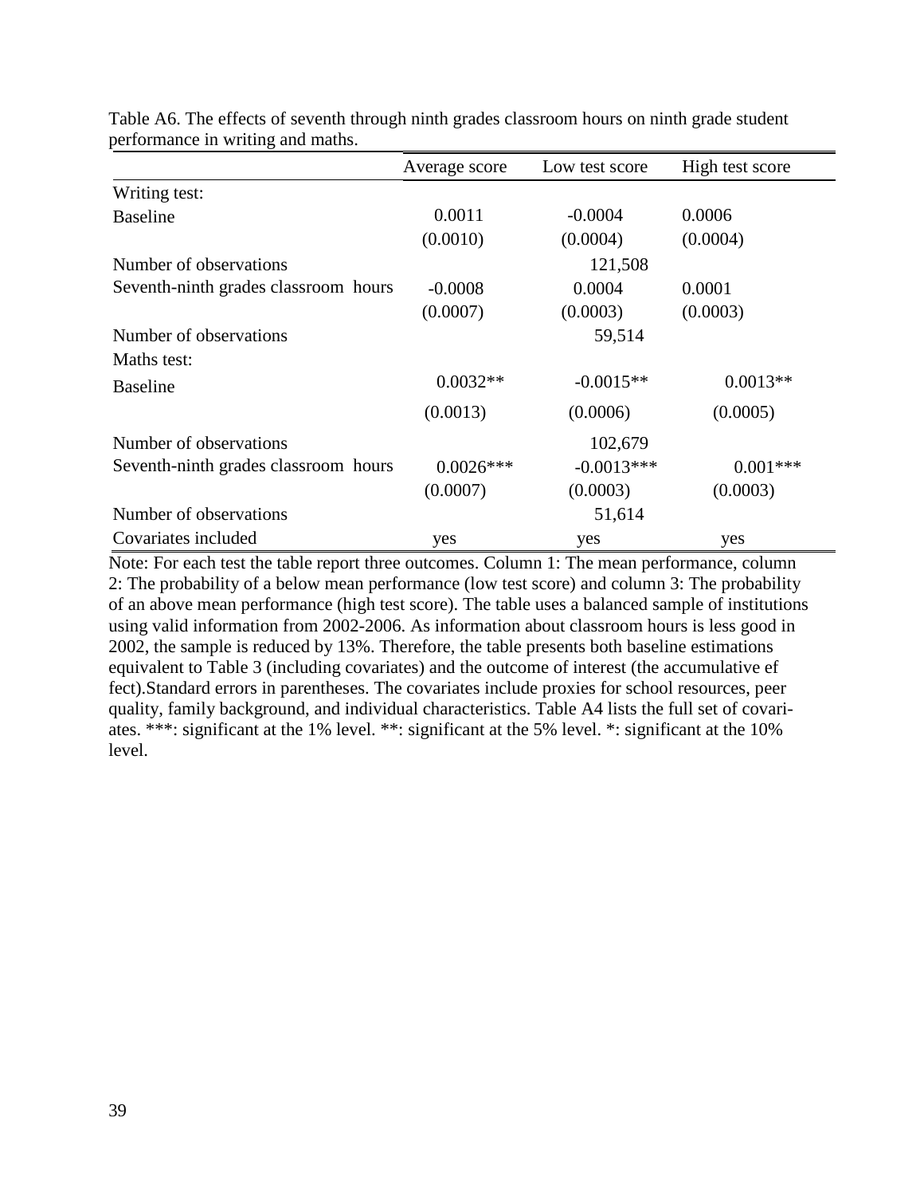Table A6. The effects of seventh through ninth grades classroom hours on ninth grade student performance in writing and maths.

| | Average score | Low test score | High test score |
|---|---|---|---|
| Writing test: | | | |
| Baseline | 0.0011 | -0.0004 | 0.0006 |
| | (0.0010) | (0.0004) | (0.0004) |
| Number of observations | | 121,508 | |
| Seventh-ninth grades classroom hours | -0.0008 | 0.0004 | 0.0001 |
| | (0.0007) | (0.0003) | (0.0003) |
| Number of observations | | 59,514 | |
| Maths test: | | | |
| Baseline | 0.0032** | -0.0015** | 0.0013** |
| | (0.0013) | (0.0006) | (0.0005) |
| Number of observations | | 102,679 | |
| Seventh-ninth grades classroom hours | 0.0026*** | -0.0013*** | 0.001*** |
| | (0.0007) | (0.0003) | (0.0003) |
| Number of observations | | 51,614 | |
| Covariates included | yes | yes | yes |

Note: For each test the table report three outcomes. Column 1: The mean performance, column 2: The probability of a below mean performance (low test score) and column 3: The probability of an above mean performance (high test score). The table uses a balanced sample of institutions using valid information from 2002-2006. As information about classroom hours is less good in 2002, the sample is reduced by 13%. Therefore, the table presents both baseline estimations equivalent to Table 3 (including covariates) and the outcome of interest (the accumulative effect).Standard errors in parentheses. The covariates include proxies for school resources, peer quality, family background, and individual characteristics. Table A4 lists the full set of covariates. ***: significant at the 1% level. **: significant at the 5% level. *: significant at the 10% level.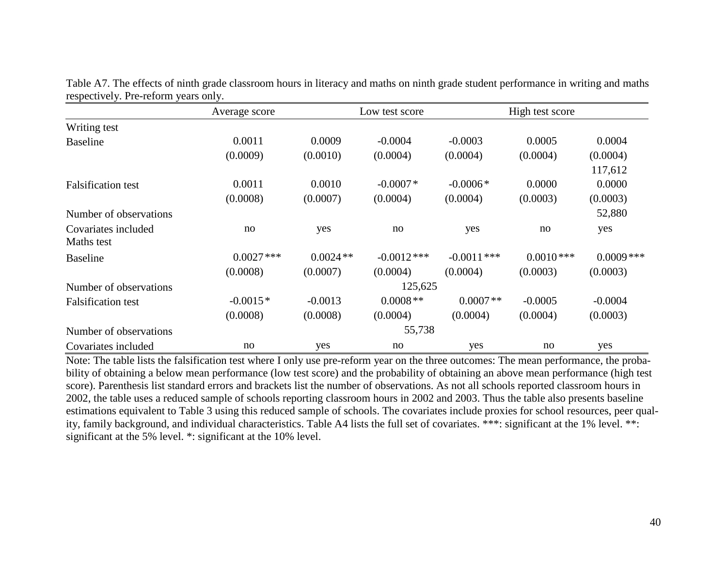Table A7. The effects of ninth grade classroom hours in literacy and maths on ninth grade student performance in writing and maths respectively. Pre-reform years only.

| | Average score | | Low test score | | High test score | |
|---|---|---|---|---|---|---|
| Writing test | | | | | | |
| Baseline | 0.0011 | 0.0009 | -0.0004 | -0.0003 | 0.0005 | 0.0004 |
| | (0.0009) | (0.0010) | (0.0004) | (0.0004) | (0.0004) | (0.0004) |
| | | | | | | 117,612 |
| Falsification test | 0.0011 | 0.0010 | -0.0007* | -0.0006* | 0.0000 | 0.0000 |
| | (0.0008) | (0.0007) | (0.0004) | (0.0004) | (0.0003) | (0.0003) |
| Number of observations | | | | | | 52,880 |
| Covariates included | no | yes | no | yes | no | yes |
| Maths test | | | | | | |
| Baseline | 0.0027*** | 0.0024** | -0.0012*** | -0.0011*** | 0.0010*** | 0.0009*** |
| | (0.0008) | (0.0007) | (0.0004) | (0.0004) | (0.0003) | (0.0003) |
| Number of observations | | | 125,625 | | | |
| Falsification test | -0.0015* | -0.0013 | 0.0008** | 0.0007** | -0.0005 | -0.0004 |
| | (0.0008) | (0.0008) | (0.0004) | (0.0004) | (0.0004) | (0.0003) |
| Number of observations | | | 55,738 | | | |
| Covariates included | no | yes | no | yes | no | yes |

Note: The table lists the falsification test where I only use pre-reform year on the three outcomes: The mean performance, the probability of obtaining a below mean performance (low test score) and the probability of obtaining an above mean performance (high test score). Parenthesis list standard errors and brackets list the number of observations. As not all schools reported classroom hours in 2002, the table uses a reduced sample of schools reporting classroom hours in 2002 and 2003. Thus the table also presents baseline estimations equivalent to Table 3 using this reduced sample of schools. The covariates include proxies for school resources, peer quality, family background, and individual characteristics. Table A4 lists the full set of covariates. ***: significant at the 1% level. **: significant at the 5% level. *: significant at the 10% level.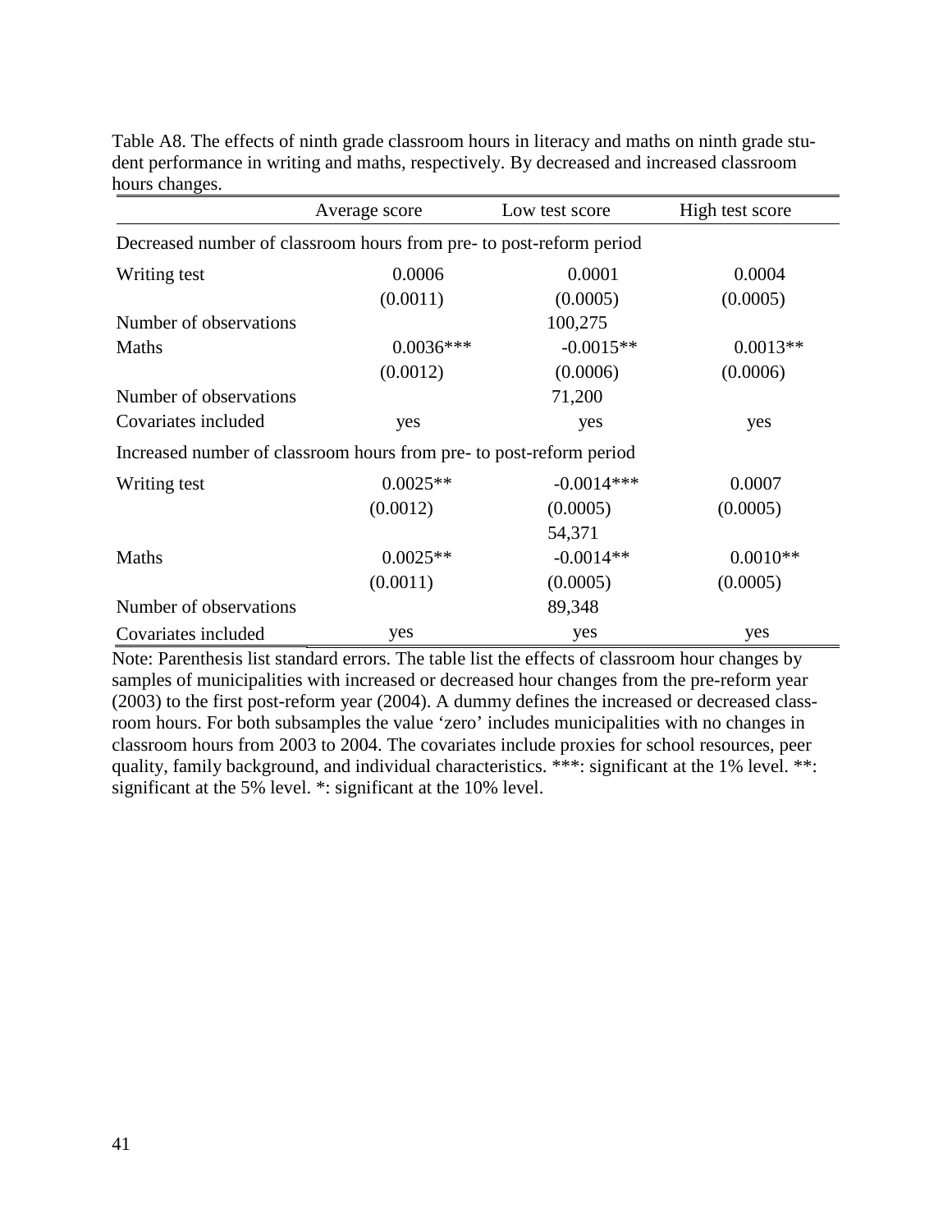Table A8. The effects of ninth grade classroom hours in literacy and maths on ninth grade student performance in writing and maths, respectively. By decreased and increased classroom hours changes.

| | Average score | Low test score | High test score |
|---|---|---|---|
| Decreased number of classroom hours from pre- to post-reform period | | | |
| Writing test | 0.0006 | 0.0001 | 0.0004 |
| | (0.0011) | (0.0005) | (0.0005) |
| Number of observations | | 100,275 | |
| Maths | 0.0036*** | -0.0015** | 0.0013** |
| | (0.0012) | (0.0006) | (0.0006) |
| Number of observations | | 71,200 | |
| Covariates included | yes | yes | yes |
| Increased number of classroom hours from pre- to post-reform period | | | |
| Writing test | 0.0025** | -0.0014*** | 0.0007 |
| | (0.0012) | (0.0005) | (0.0005) |
| | | 54,371 | |
| Maths | 0.0025** | -0.0014** | 0.0010** |
| | (0.0011) | (0.0005) | (0.0005) |
| Number of observations | | 89,348 | |
| Covariates included | yes | yes | yes |

Note: Parenthesis list standard errors. The table list the effects of classroom hour changes by samples of municipalities with increased or decreased hour changes from the pre-reform year (2003) to the first post-reform year (2004). A dummy defines the increased or decreased classroom hours. For both subsamples the value 'zero' includes municipalities with no changes in classroom hours from 2003 to 2004. The covariates include proxies for school resources, peer quality, family background, and individual characteristics. ***: significant at the 1% level. **: significant at the 5% level. *: significant at the 10% level.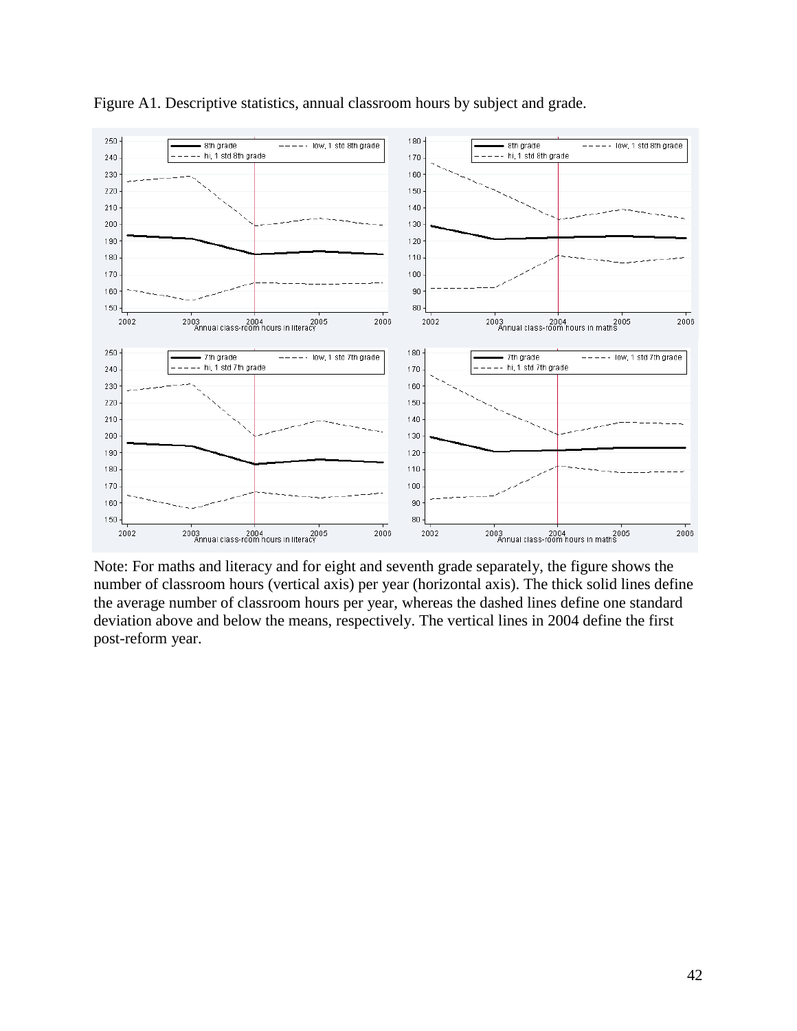Figure A1. Descriptive statistics, annual classroom hours by subject and grade.

Note: For maths and literacy and for eight and seventh grade separately, the figure shows the number of classroom hours (vertical axis) per year (horizontal axis). The thick solid lines define the average number of classroom hours per year, whereas the dashed lines define one standard deviation above and below the means, respectively. The vertical lines in 2004 define the first post-reform year.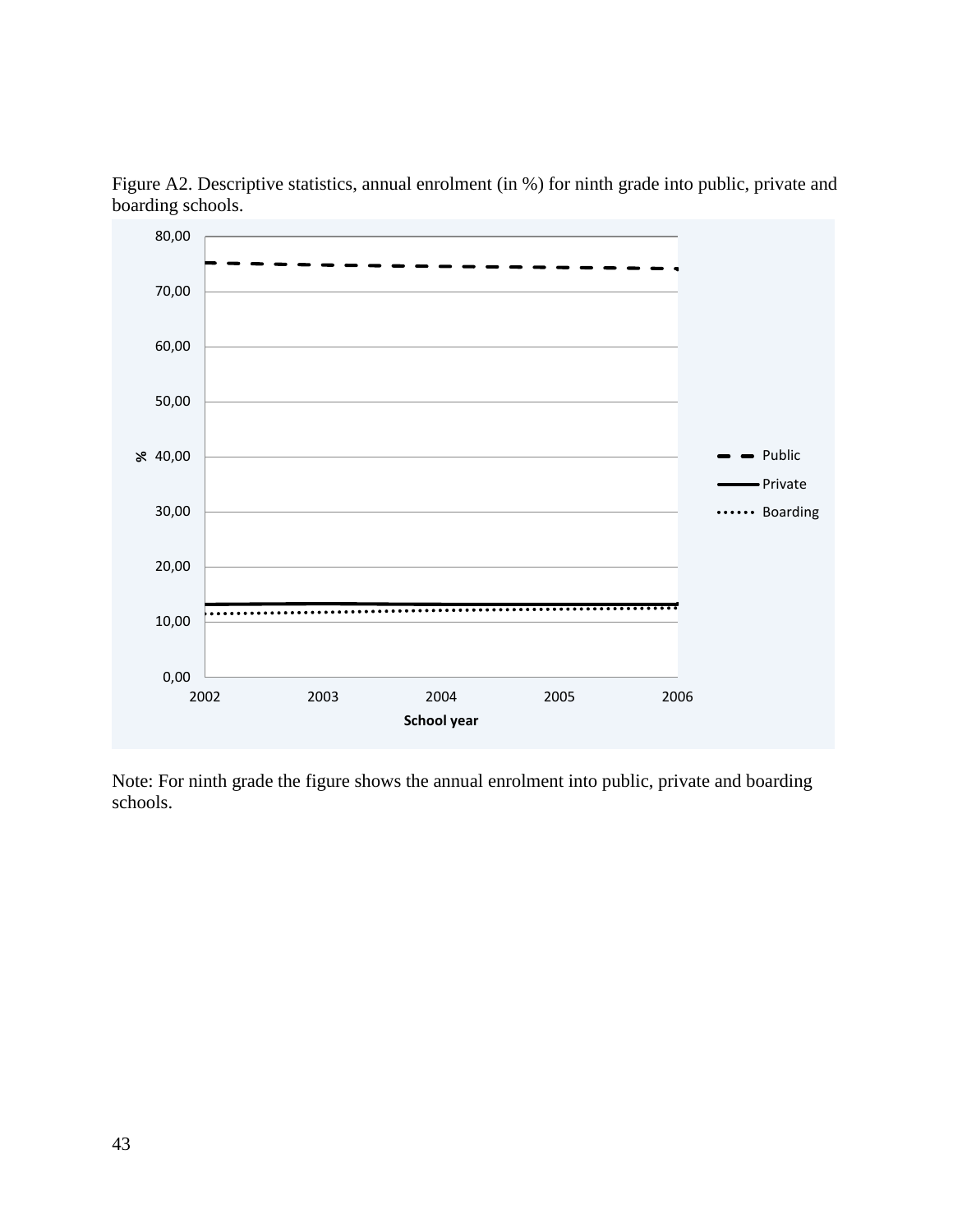Figure A2. Descriptive statistics, annual enrolment (in %) for ninth grade into public, private and boarding schools.

80,00
70,00
60,00
50,00
40,00
30,00
20,00
10,00
0,00
%
2002
2003
2004
2005
2006
School year
Public
Private
Boarding

Note: For ninth grade the figure shows the annual enrolment into public, private and boarding schools.